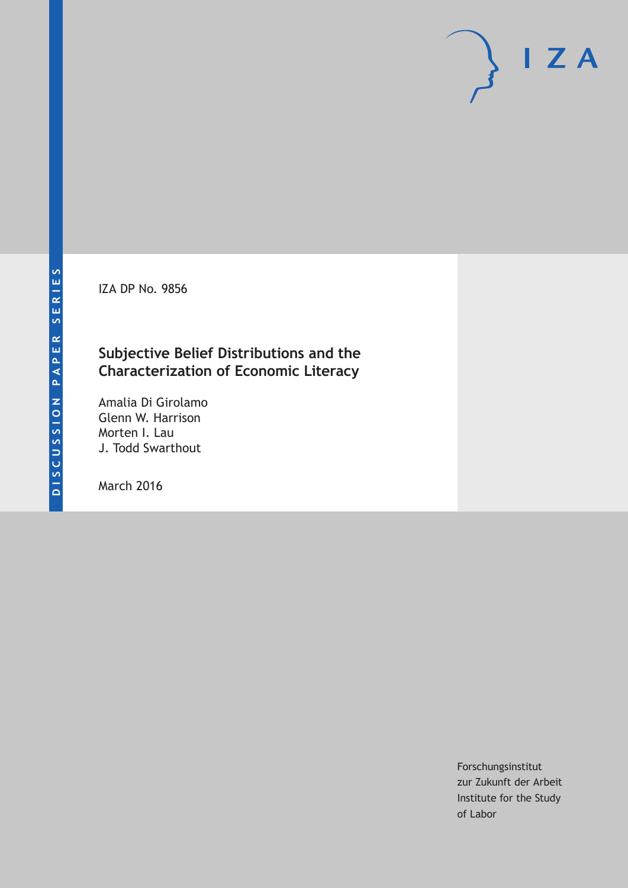DISCUSSION PAPER SERIES

IZA DP No. 9856

# Subjective Belief Distributions and the Characterization of Economic Literacy

Amalia Di Girolamo
Glenn W. Harrison
Morten I. Lau
J. Todd Swarthout

March 2016

Forschungsinstitut
zur Zukunft der Arbeit
Institute for the Study
of Labor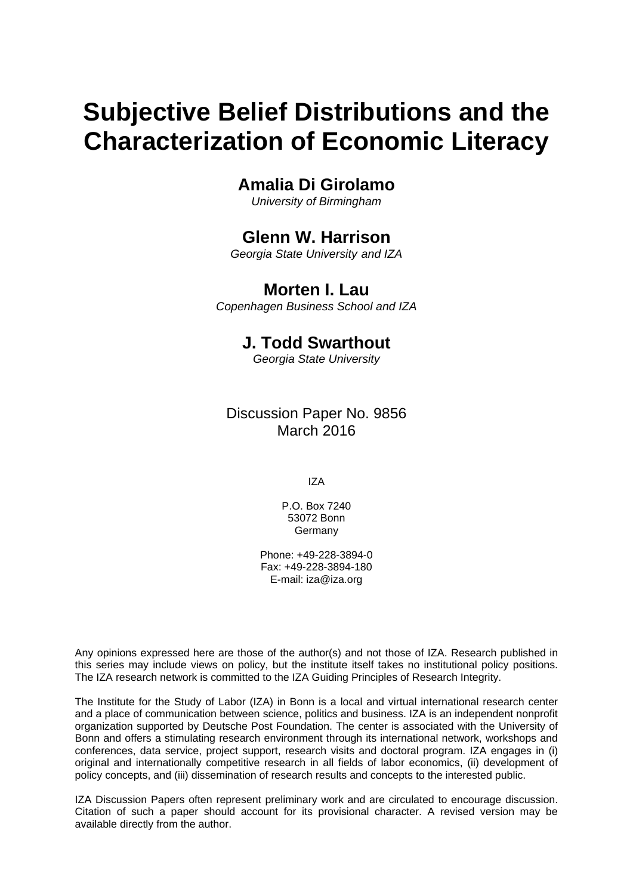# Subjective Belief Distributions and the Characterization of Economic Literacy

## Amalia Di Girolamo

*University of Birmingham*

## Glenn W. Harrison

*Georgia State University and IZA*

## Morten I. Lau

*Copenhagen Business School and IZA*

## J. Todd Swarthout

*Georgia State University*

Discussion Paper No. 9856
March 2016

IZA

P.O. Box 7240
53072 Bonn
Germany

Phone: +49-228-3894-0
Fax: +49-228-3894-180
E-mail: iza@iza.org

Any opinions expressed here are those of the author(s) and not those of IZA. Research published in this series may include views on policy, but the institute itself takes no institutional policy positions. The IZA research network is committed to the IZA Guiding Principles of Research Integrity.

The Institute for the Study of Labor (IZA) in Bonn is a local and virtual international research center and a place of communication between science, politics and business. IZA is an independent nonprofit organization supported by Deutsche Post Foundation. The center is associated with the University of Bonn and offers a stimulating research environment through its international network, workshops and conferences, data service, project support, research visits and doctoral program. IZA engages in (i) original and internationally competitive research in all fields of labor economics, (ii) development of policy concepts, and (iii) dissemination of research results and concepts to the interested public.

IZA Discussion Papers often represent preliminary work and are circulated to encourage discussion. Citation of such a paper should account for its provisional character. A revised version may be available directly from the author.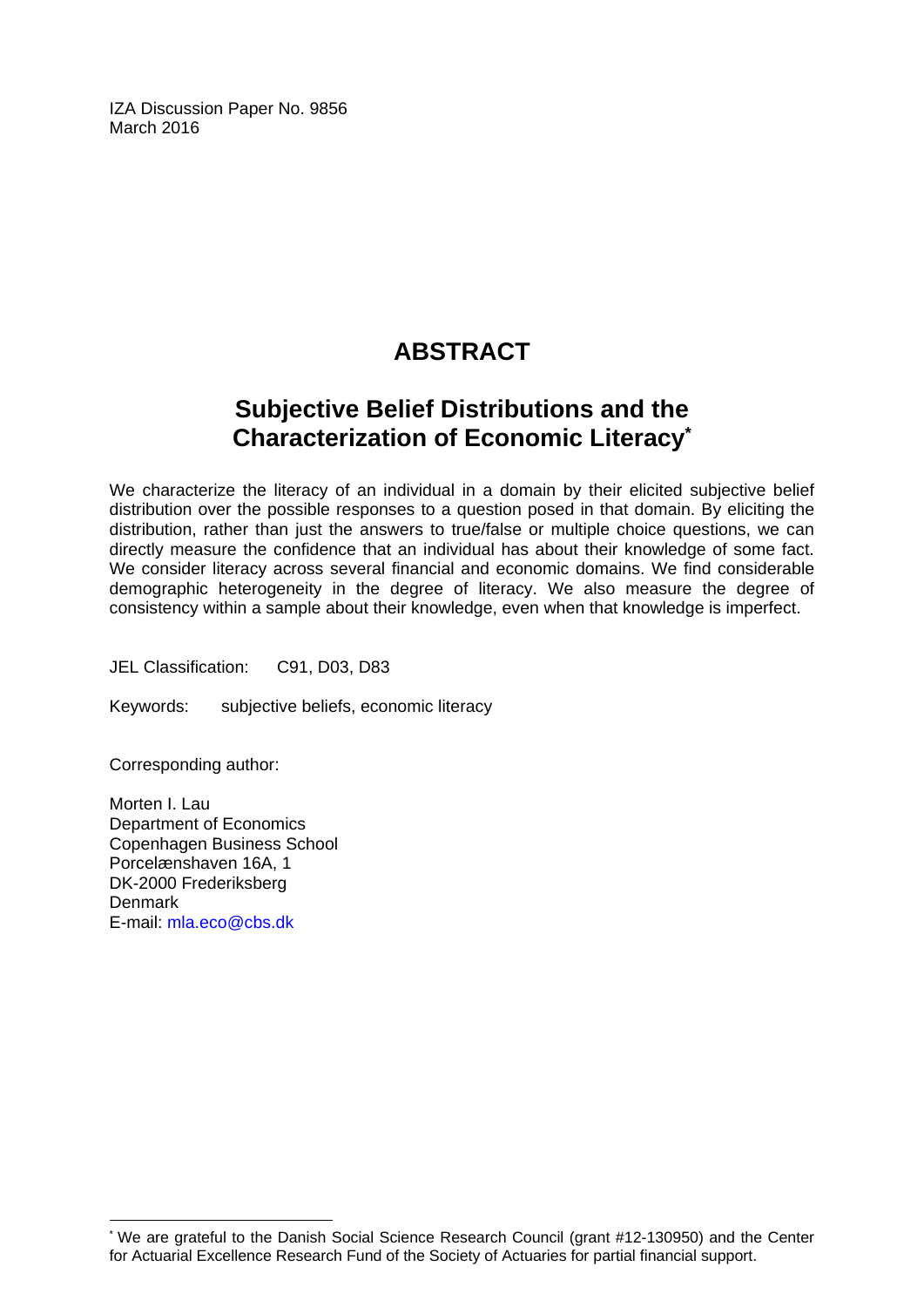IZA Discussion Paper No. 9856
March 2016

# ABSTRACT

## Subjective Belief Distributions and the Characterization of Economic Literacy*

We characterize the literacy of an individual in a domain by their elicited subjective belief distribution over the possible responses to a question posed in that domain. By eliciting the distribution, rather than just the answers to true/false or multiple choice questions, we can directly measure the confidence that an individual has about their knowledge of some fact. We consider literacy across several financial and economic domains. We find considerable demographic heterogeneity in the degree of literacy. We also measure the degree of consistency within a sample about their knowledge, even when that knowledge is imperfect.

JEL Classification: C91, D03, D83

Keywords: subjective beliefs, economic literacy

Corresponding author:

Morten I. Lau
Department of Economics
Copenhagen Business School
Porcelænshaven 16A, 1
DK-2000 Frederiksberg
Denmark
E-mail: mla.eco@cbs.dk

---

* We are grateful to the Danish Social Science Research Council (grant #12-130950) and the Center for Actuarial Excellence Research Fund of the Society of Actuaries for partial financial support.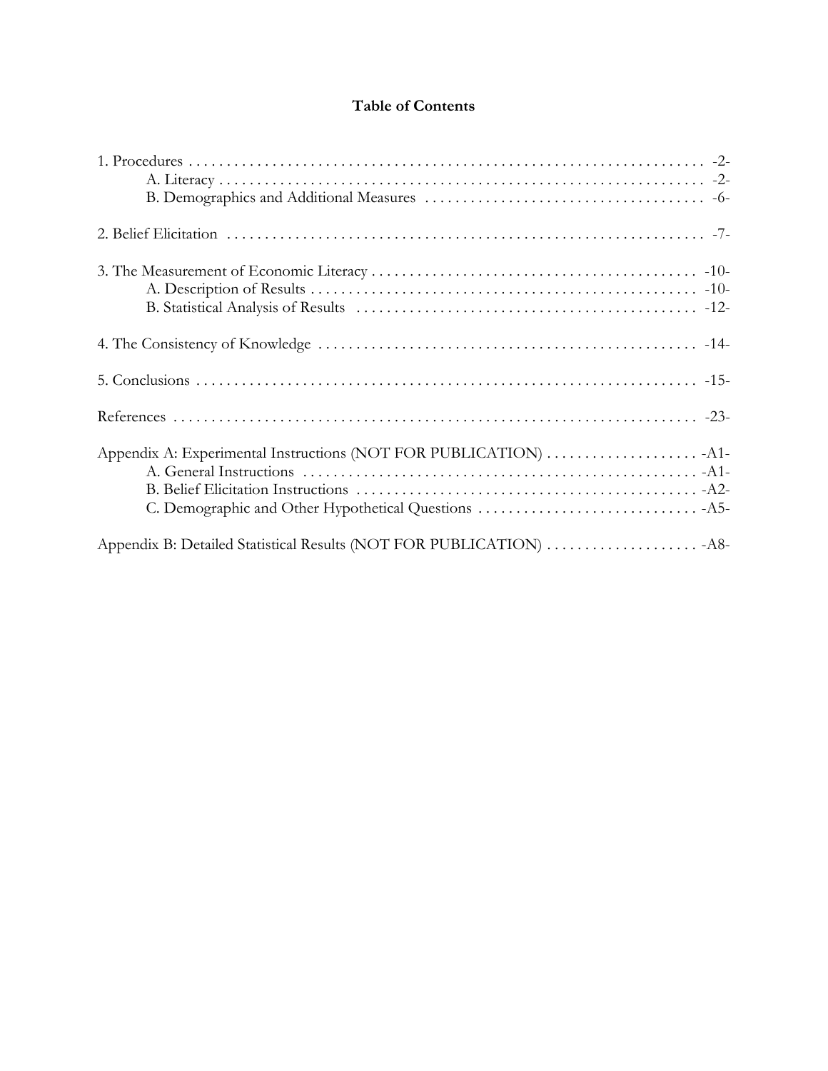# Table of Contents

1. Procedures . . . . . . . . . . . . . . . . . . . . . . . . . . . . . . . . . . . . . . . . . . . . . . . . . . . . . . . . . . . . . . . . . . -2-
   - A. Literacy . . . . . . . . . . . . . . . . . . . . . . . . . . . . . . . . . . . . . . . . . . . . . . . . . . . . . . . . . . . . . . . . . -2-
   - B. Demographics and Additional Measures . . . . . . . . . . . . . . . . . . . . . . . . . . . . . . . . . . . . -6-

2. Belief Elicitation . . . . . . . . . . . . . . . . . . . . . . . . . . . . . . . . . . . . . . . . . . . . . . . . . . . . . . . . . . . . . . -7-

3. The Measurement of Economic Literacy . . . . . . . . . . . . . . . . . . . . . . . . . . . . . . . . . . . . . . . . . -10-
   - A. Description of Results . . . . . . . . . . . . . . . . . . . . . . . . . . . . . . . . . . . . . . . . . . . . . . . . . . -10-
   - B. Statistical Analysis of Results . . . . . . . . . . . . . . . . . . . . . . . . . . . . . . . . . . . . . . . . . . . . -12-

4. The Consistency of Knowledge . . . . . . . . . . . . . . . . . . . . . . . . . . . . . . . . . . . . . . . . . . . . . . . . . -14-

5. Conclusions . . . . . . . . . . . . . . . . . . . . . . . . . . . . . . . . . . . . . . . . . . . . . . . . . . . . . . . . . . . . . . . . . -15-

References . . . . . . . . . . . . . . . . . . . . . . . . . . . . . . . . . . . . . . . . . . . . . . . . . . . . . . . . . . . . . . . . . . . -23-

Appendix A: Experimental Instructions (NOT FOR PUBLICATION) . . . . . . . . . . . . . . . . . . . . -A1-
   - A. General Instructions . . . . . . . . . . . . . . . . . . . . . . . . . . . . . . . . . . . . . . . . . . . . . . . . . . . -A1-
   - B. Belief Elicitation Instructions . . . . . . . . . . . . . . . . . . . . . . . . . . . . . . . . . . . . . . . . . . . . -A2-
   - C. Demographic and Other Hypothetical Questions . . . . . . . . . . . . . . . . . . . . . . . . . . . . . -A5-

Appendix B: Detailed Statistical Results (NOT FOR PUBLICATION) . . . . . . . . . . . . . . . . . . . . -A8-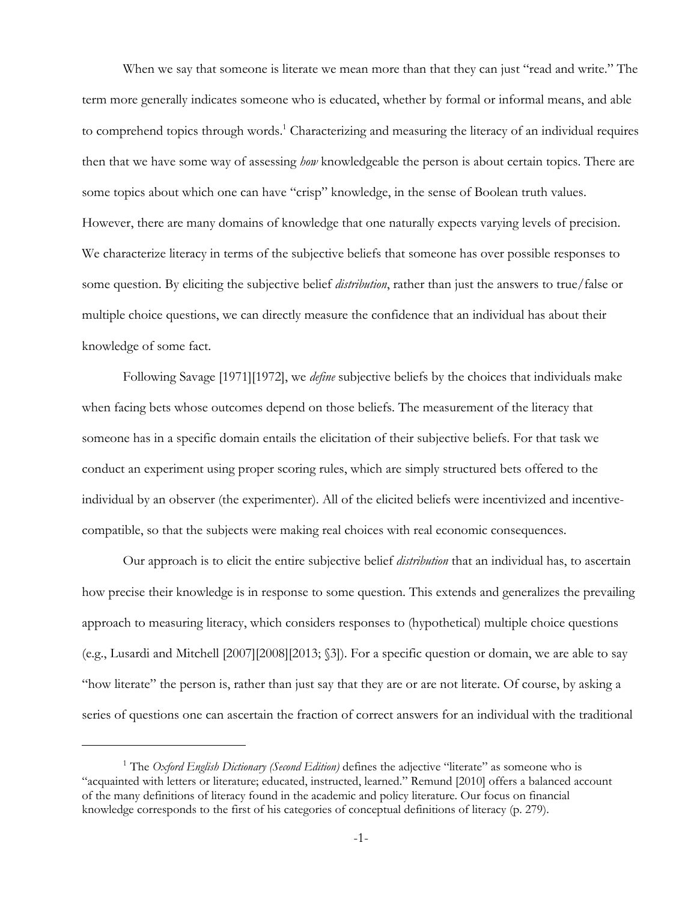When we say that someone is literate we mean more than that they can just "read and write." The term more generally indicates someone who is educated, whether by formal or informal means, and able to comprehend topics through words.[1] Characterizing and measuring the literacy of an individual requires then that we have some way of assessing *how* knowledgeable the person is about certain topics. There are some topics about which one can have "crisp" knowledge, in the sense of Boolean truth values. However, there are many domains of knowledge that one naturally expects varying levels of precision. We characterize literacy in terms of the subjective beliefs that someone has over possible responses to some question. By eliciting the subjective belief *distribution*, rather than just the answers to true/false or multiple choice questions, we can directly measure the confidence that an individual has about their knowledge of some fact.

Following Savage [1971][1972], we *define* subjective beliefs by the choices that individuals make when facing bets whose outcomes depend on those beliefs. The measurement of the literacy that someone has in a specific domain entails the elicitation of their subjective beliefs. For that task we conduct an experiment using proper scoring rules, which are simply structured bets offered to the individual by an observer (the experimenter). All of the elicited beliefs were incentivized and incentive-compatible, so that the subjects were making real choices with real economic consequences.

Our approach is to elicit the entire subjective belief *distribution* that an individual has, to ascertain how precise their knowledge is in response to some question. This extends and generalizes the prevailing approach to measuring literacy, which considers responses to (hypothetical) multiple choice questions (e.g., Lusardi and Mitchell [2007][2008][2013; §3]). For a specific question or domain, we are able to say "how literate" the person is, rather than just say that they are or are not literate. Of course, by asking a series of questions one can ascertain the fraction of correct answers for an individual with the traditional

---

[1] The *Oxford English Dictionary (Second Edition)* defines the adjective "literate" as someone who is "acquainted with letters or literature; educated, instructed, learned." Remund [2010] offers a balanced account of the many definitions of literacy found in the academic and policy literature. Our focus on financial knowledge corresponds to the first of his categories of conceptual definitions of literacy (p. 279).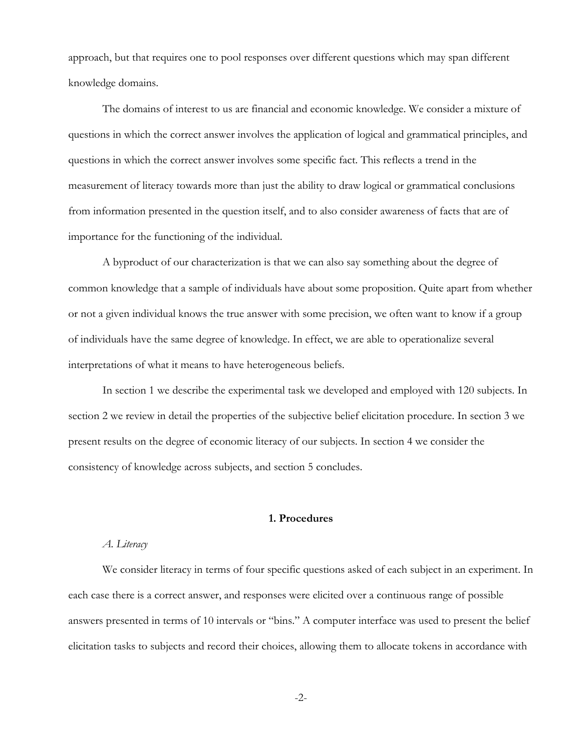approach, but that requires one to pool responses over different questions which may span different knowledge domains.

The domains of interest to us are financial and economic knowledge. We consider a mixture of questions in which the correct answer involves the application of logical and grammatical principles, and questions in which the correct answer involves some specific fact. This reflects a trend in the measurement of literacy towards more than just the ability to draw logical or grammatical conclusions from information presented in the question itself, and to also consider awareness of facts that are of importance for the functioning of the individual.

A byproduct of our characterization is that we can also say something about the degree of common knowledge that a sample of individuals have about some proposition. Quite apart from whether or not a given individual knows the true answer with some precision, we often want to know if a group of individuals have the same degree of knowledge. In effect, we are able to operationalize several interpretations of what it means to have heterogeneous beliefs.

In section 1 we describe the experimental task we developed and employed with 120 subjects. In section 2 we review in detail the properties of the subjective belief elicitation procedure. In section 3 we present results on the degree of economic literacy of our subjects. In section 4 we consider the consistency of knowledge across subjects, and section 5 concludes.

## 1. Procedures

### *A. Literacy*

We consider literacy in terms of four specific questions asked of each subject in an experiment. In each case there is a correct answer, and responses were elicited over a continuous range of possible answers presented in terms of 10 intervals or "bins." A computer interface was used to present the belief elicitation tasks to subjects and record their choices, allowing them to allocate tokens in accordance with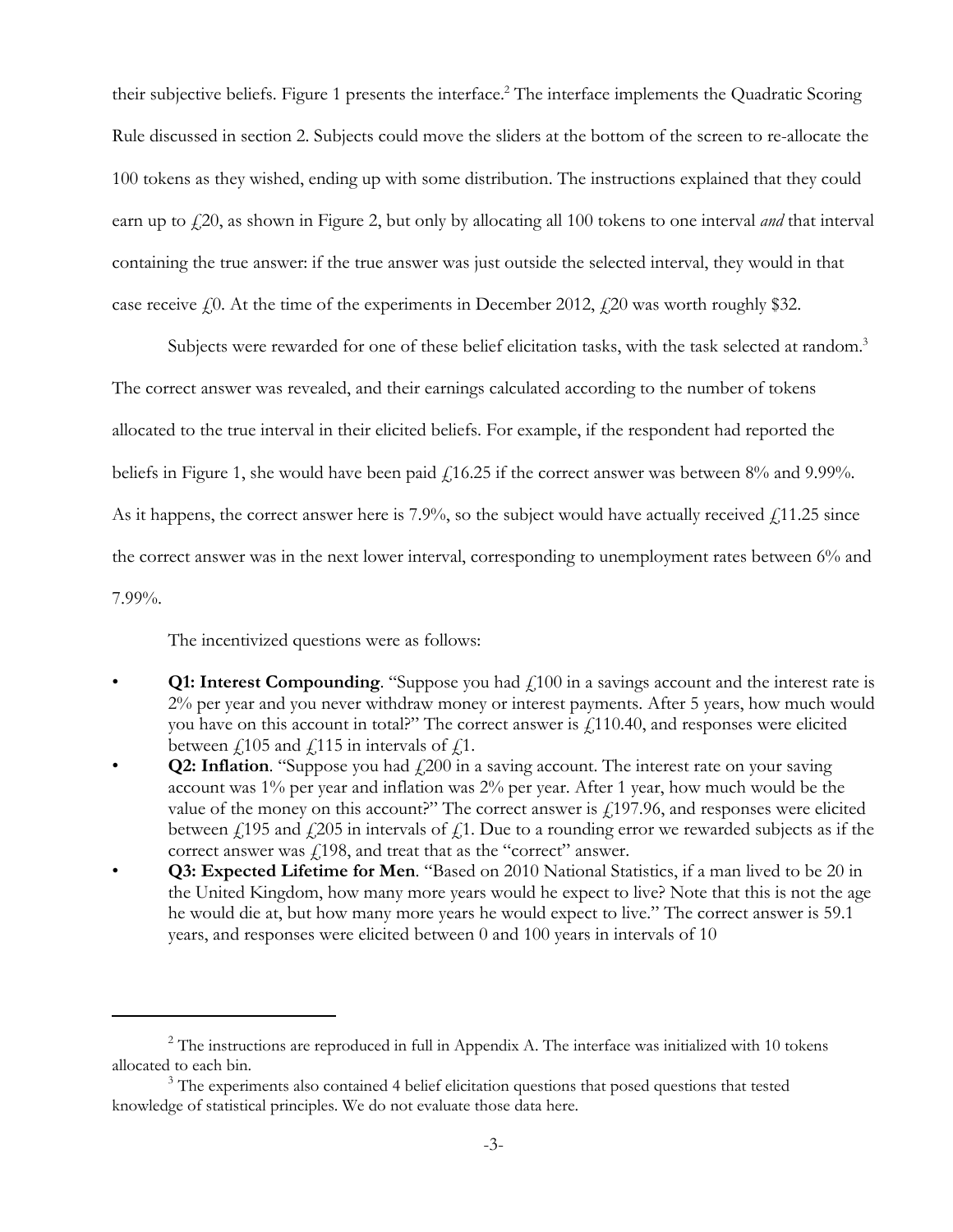their subjective beliefs. Figure 1 presents the interface.[2] The interface implements the Quadratic Scoring Rule discussed in section 2. Subjects could move the sliders at the bottom of the screen to re-allocate the 100 tokens as they wished, ending up with some distribution. The instructions explained that they could earn up to £20, as shown in Figure 2, but only by allocating all 100 tokens to one interval *and* that interval containing the true answer: if the true answer was just outside the selected interval, they would in that case receive £0. At the time of the experiments in December 2012, £20 was worth roughly $32.

Subjects were rewarded for one of these belief elicitation tasks, with the task selected at random.[3] The correct answer was revealed, and their earnings calculated according to the number of tokens allocated to the true interval in their elicited beliefs. For example, if the respondent had reported the beliefs in Figure 1, she would have been paid £16.25 if the correct answer was between 8% and 9.99%. As it happens, the correct answer here is 7.9%, so the subject would have actually received £11.25 since the correct answer was in the next lower interval, corresponding to unemployment rates between 6% and 7.99%.

The incentivized questions were as follows:

- **Q1: Interest Compounding**. "Suppose you had £100 in a savings account and the interest rate is 2% per year and you never withdraw money or interest payments. After 5 years, how much would you have on this account in total?" The correct answer is £110.40, and responses were elicited between £105 and £115 in intervals of £1.
- **Q2: Inflation**. "Suppose you had £200 in a saving account. The interest rate on your saving account was 1% per year and inflation was 2% per year. After 1 year, how much would be the value of the money on this account?" The correct answer is £197.96, and responses were elicited between £195 and £205 in intervals of £1. Due to a rounding error we rewarded subjects as if the correct answer was £198, and treat that as the "correct" answer.
- **Q3: Expected Lifetime for Men**. "Based on 2010 National Statistics, if a man lived to be 20 in the United Kingdom, how many more years would he expect to live? Note that this is not the age he would die at, but how many more years he would expect to live." The correct answer is 59.1 years, and responses were elicited between 0 and 100 years in intervals of 10

---

[2] The instructions are reproduced in full in Appendix A. The interface was initialized with 10 tokens allocated to each bin.

[3] The experiments also contained 4 belief elicitation questions that posed questions that tested knowledge of statistical principles. We do not evaluate those data here.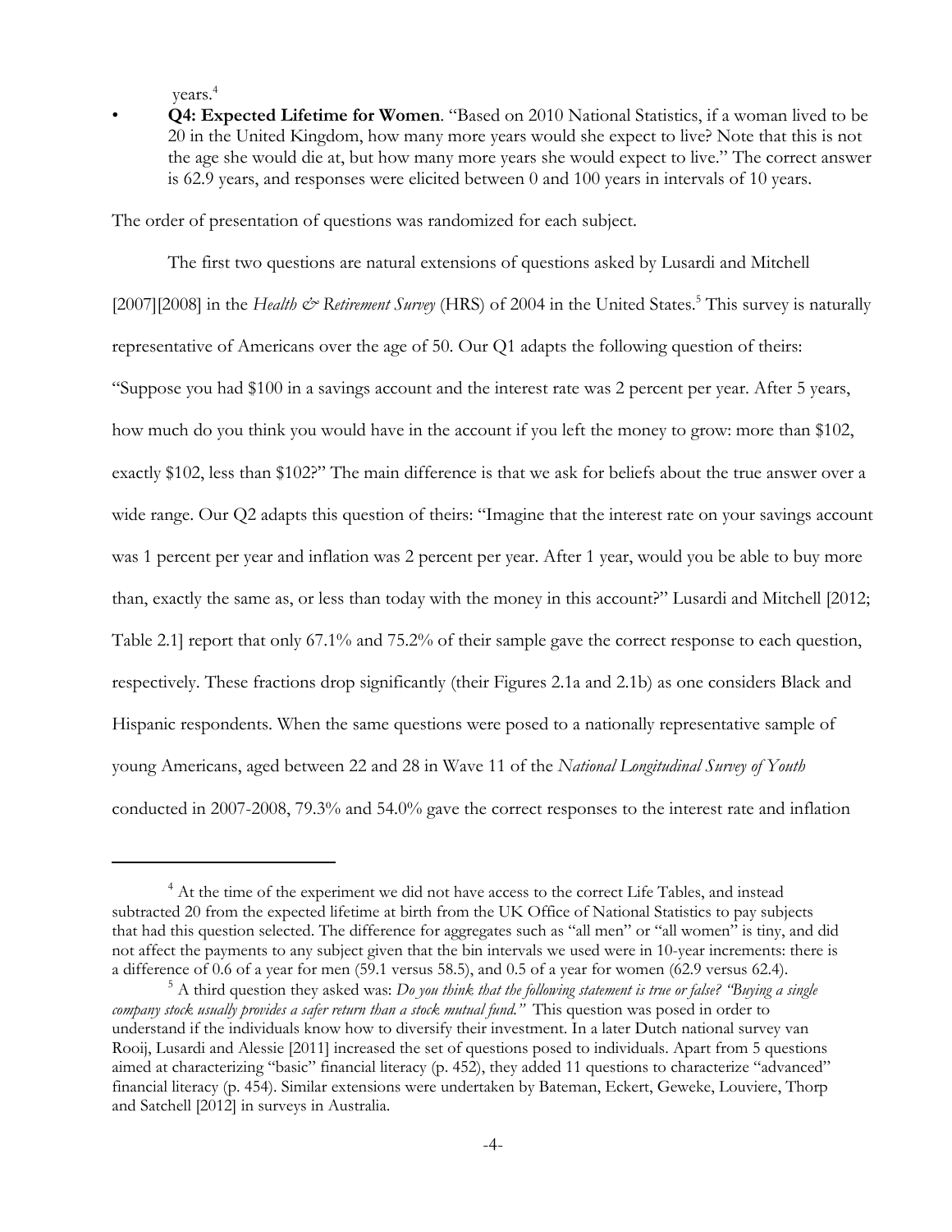years.[4]

- **Q4: Expected Lifetime for Women**. "Based on 2010 National Statistics, if a woman lived to be 20 in the United Kingdom, how many more years would she expect to live? Note that this is not the age she would die at, but how many more years she would expect to live." The correct answer is 62.9 years, and responses were elicited between 0 and 100 years in intervals of 10 years.

The order of presentation of questions was randomized for each subject.

The first two questions are natural extensions of questions asked by Lusardi and Mitchell [2007][2008] in the *Health & Retirement Survey* (HRS) of 2004 in the United States.[5] This survey is naturally representative of Americans over the age of 50. Our Q1 adapts the following question of theirs: "Suppose you had $100 in a savings account and the interest rate was 2 percent per year. After 5 years, how much do you think you would have in the account if you left the money to grow: more than $102, exactly $102, less than $102?" The main difference is that we ask for beliefs about the true answer over a wide range. Our Q2 adapts this question of theirs: "Imagine that the interest rate on your savings account was 1 percent per year and inflation was 2 percent per year. After 1 year, would you be able to buy more than, exactly the same as, or less than today with the money in this account?" Lusardi and Mitchell [2012; Table 2.1] report that only 67.1% and 75.2% of their sample gave the correct response to each question, respectively. These fractions drop significantly (their Figures 2.1a and 2.1b) as one considers Black and Hispanic respondents. When the same questions were posed to a nationally representative sample of young Americans, aged between 22 and 28 in Wave 11 of the *National Longitudinal Survey of Youth* conducted in 2007-2008, 79.3% and 54.0% gave the correct responses to the interest rate and inflation

---

[4] At the time of the experiment we did not have access to the correct Life Tables, and instead subtracted 20 from the expected lifetime at birth from the UK Office of National Statistics to pay subjects that had this question selected. The difference for aggregates such as "all men" or "all women" is tiny, and did not affect the payments to any subject given that the bin intervals we used were in 10-year increments: there is a difference of 0.6 of a year for men (59.1 versus 58.5), and 0.5 of a year for women (62.9 versus 62.4).

[5] A third question they asked was: *Do you think that the following statement is true or false? "Buying a single company stock usually provides a safer return than a stock mutual fund."* This question was posed in order to understand if the individuals know how to diversify their investment. In a later Dutch national survey van Rooij, Lusardi and Alessie [2011] increased the set of questions posed to individuals. Apart from 5 questions aimed at characterizing "basic" financial literacy (p. 452), they added 11 questions to characterize "advanced" financial literacy (p. 454). Similar extensions were undertaken by Bateman, Eckert, Geweke, Louviere, Thorp and Satchell [2012] in surveys in Australia.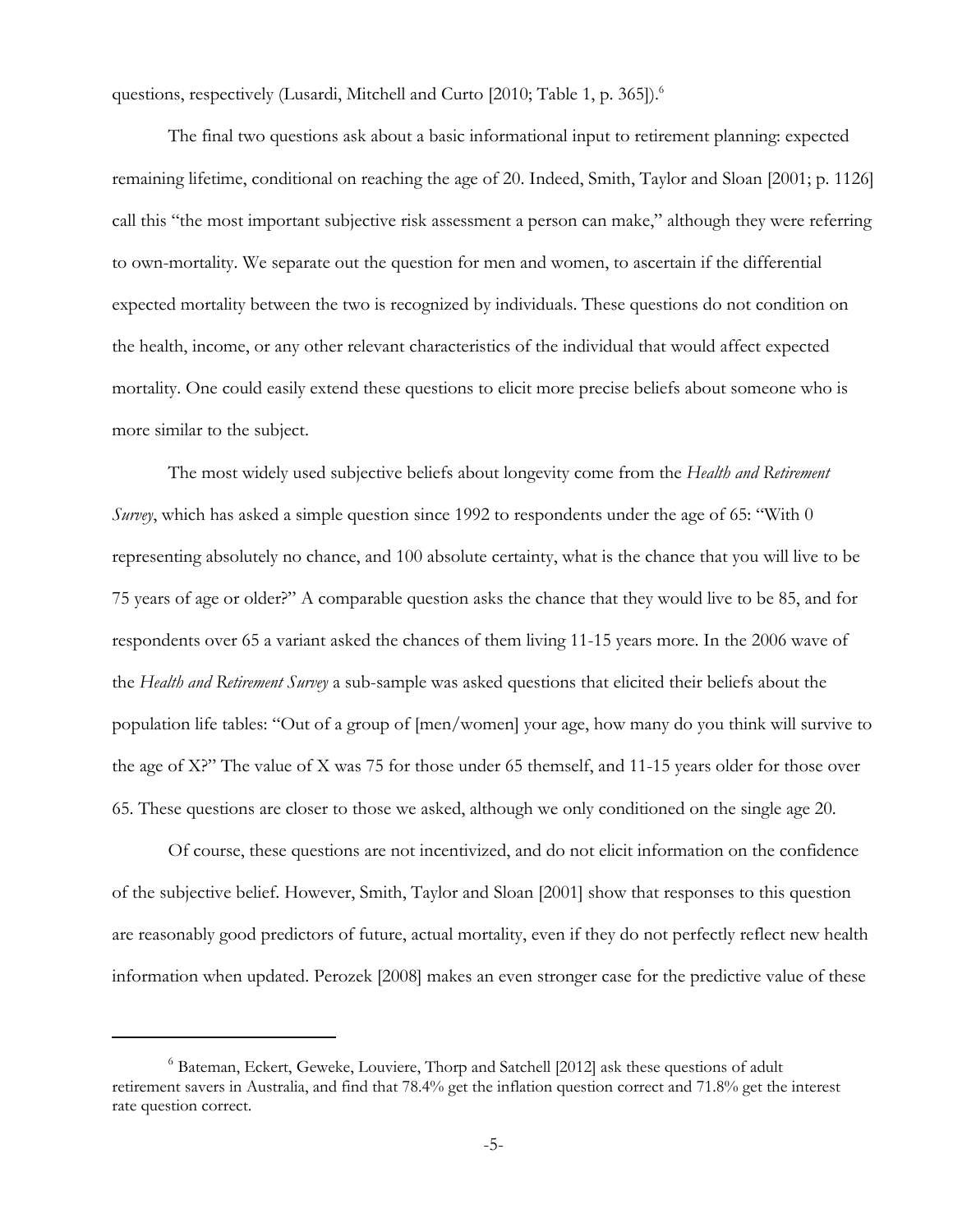questions, respectively (Lusardi, Mitchell and Curto [2010; Table 1, p. 365]).[6]

The final two questions ask about a basic informational input to retirement planning: expected remaining lifetime, conditional on reaching the age of 20. Indeed, Smith, Taylor and Sloan [2001; p. 1126] call this "the most important subjective risk assessment a person can make," although they were referring to own-mortality. We separate out the question for men and women, to ascertain if the differential expected mortality between the two is recognized by individuals. These questions do not condition on the health, income, or any other relevant characteristics of the individual that would affect expected mortality. One could easily extend these questions to elicit more precise beliefs about someone who is more similar to the subject.

The most widely used subjective beliefs about longevity come from the *Health and Retirement Survey*, which has asked a simple question since 1992 to respondents under the age of 65: "With 0 representing absolutely no chance, and 100 absolute certainty, what is the chance that you will live to be 75 years of age or older?" A comparable question asks the chance that they would live to be 85, and for respondents over 65 a variant asked the chances of them living 11-15 years more. In the 2006 wave of the *Health and Retirement Survey* a sub-sample was asked questions that elicited their beliefs about the population life tables: "Out of a group of [men/women] your age, how many do you think will survive to the age of X?" The value of X was 75 for those under 65 themself, and 11-15 years older for those over 65. These questions are closer to those we asked, although we only conditioned on the single age 20.

Of course, these questions are not incentivized, and do not elicit information on the confidence of the subjective belief. However, Smith, Taylor and Sloan [2001] show that responses to this question are reasonably good predictors of future, actual mortality, even if they do not perfectly reflect new health information when updated. Perozek [2008] makes an even stronger case for the predictive value of these

[6] Bateman, Eckert, Geweke, Louviere, Thorp and Satchell [2012] ask these questions of adult retirement savers in Australia, and find that 78.4% get the inflation question correct and 71.8% get the interest rate question correct.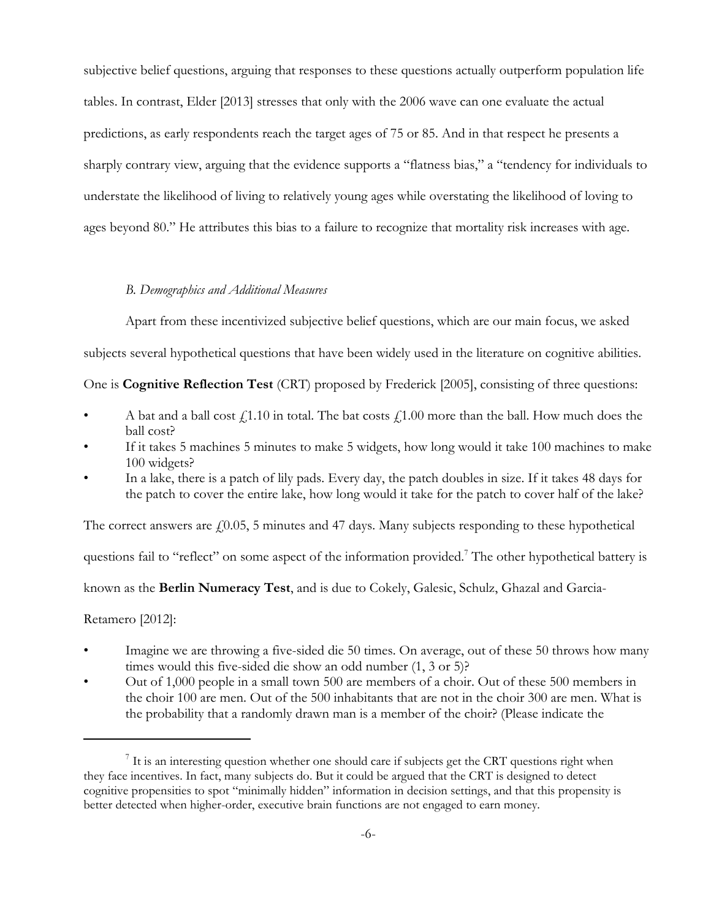subjective belief questions, arguing that responses to these questions actually outperform population life tables. In contrast, Elder [2013] stresses that only with the 2006 wave can one evaluate the actual predictions, as early respondents reach the target ages of 75 or 85. And in that respect he presents a sharply contrary view, arguing that the evidence supports a "flatness bias," a "tendency for individuals to understate the likelihood of living to relatively young ages while overstating the likelihood of loving to ages beyond 80." He attributes this bias to a failure to recognize that mortality risk increases with age.

### *B. Demographics and Additional Measures*

Apart from these incentivized subjective belief questions, which are our main focus, we asked subjects several hypothetical questions that have been widely used in the literature on cognitive abilities. One is **Cognitive Reflection Test** (CRT) proposed by Frederick [2005], consisting of three questions:

- A bat and a ball cost £1.10 in total. The bat costs £1.00 more than the ball. How much does the ball cost?
- If it takes 5 machines 5 minutes to make 5 widgets, how long would it take 100 machines to make 100 widgets?
- In a lake, there is a patch of lily pads. Every day, the patch doubles in size. If it takes 48 days for the patch to cover the entire lake, how long would it take for the patch to cover half of the lake?

The correct answers are £0.05, 5 minutes and 47 days. Many subjects responding to these hypothetical questions fail to "reflect" on some aspect of the information provided.[7] The other hypothetical battery is known as the **Berlin Numeracy Test**, and is due to Cokely, Galesic, Schulz, Ghazal and Garcia-Retamero [2012]:

- Imagine we are throwing a five-sided die 50 times. On average, out of these 50 throws how many times would this five-sided die show an odd number (1, 3 or 5)?
- Out of 1,000 people in a small town 500 are members of a choir. Out of these 500 members in the choir 100 are men. Out of the 500 inhabitants that are not in the choir 300 are men. What is the probability that a randomly drawn man is a member of the choir? (Please indicate the

[7] It is an interesting question whether one should care if subjects get the CRT questions right when they face incentives. In fact, many subjects do. But it could be argued that the CRT is designed to detect cognitive propensities to spot "minimally hidden" information in decision settings, and that this propensity is better detected when higher-order, executive brain functions are not engaged to earn money.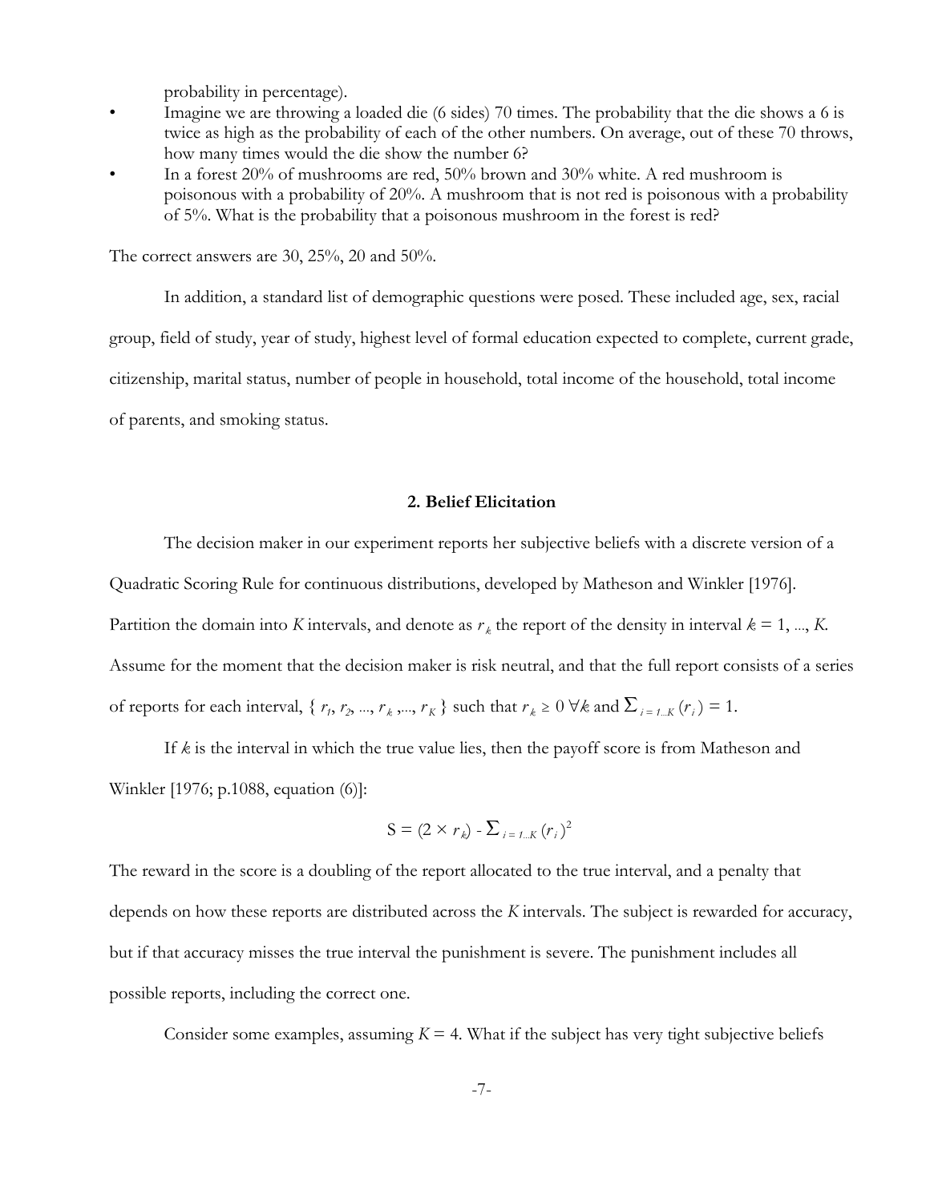probability in percentage).

- Imagine we are throwing a loaded die (6 sides) 70 times. The probability that the die shows a 6 is twice as high as the probability of each of the other numbers. On average, out of these 70 throws, how many times would the die show the number 6?
- In a forest 20% of mushrooms are red, 50% brown and 30% white. A red mushroom is poisonous with a probability of 20%. A mushroom that is not red is poisonous with a probability of 5%. What is the probability that a poisonous mushroom in the forest is red?

The correct answers are 30, 25%, 20 and 50%.

In addition, a standard list of demographic questions were posed. These included age, sex, racial group, field of study, year of study, highest level of formal education expected to complete, current grade, citizenship, marital status, number of people in household, total income of the household, total income of parents, and smoking status.

## 2. Belief Elicitation

The decision maker in our experiment reports her subjective beliefs with a discrete version of a Quadratic Scoring Rule for continuous distributions, developed by Matheson and Winkler [1976]. Partition the domain into $K$ intervals, and denote as $r_k$ the report of the density in interval $k = 1, ..., K$. Assume for the moment that the decision maker is risk neutral, and that the full report consists of a series of reports for each interval, $\{ r_1, r_2, ..., r_k, ..., r_K \}$ such that $r_k \geq 0 \; \forall k$ and $\sum_{i=1...K} (r_i) = 1$.

If $k$ is the interval in which the true value lies, then the payoff score is from Matheson and Winkler [1976; p.1088, equation (6)]:

$$S = (2 \times r_k) - \sum_{i=1...K} (r_i)^2$$

The reward in the score is a doubling of the report allocated to the true interval, and a penalty that depends on how these reports are distributed across the $K$ intervals. The subject is rewarded for accuracy, but if that accuracy misses the true interval the punishment is severe. The punishment includes all possible reports, including the correct one.

Consider some examples, assuming $K = 4$. What if the subject has very tight subjective beliefs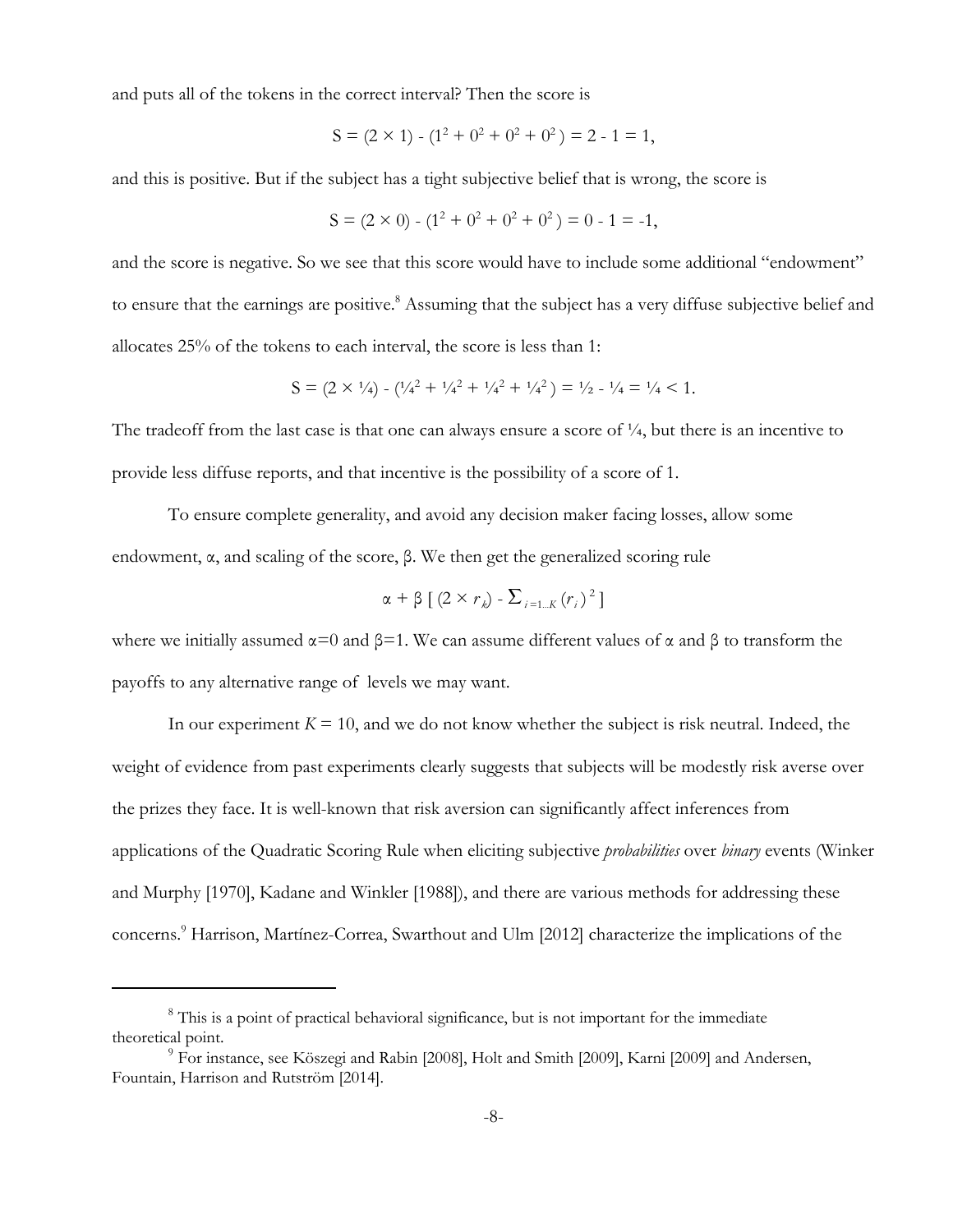and puts all of the tokens in the correct interval? Then the score is

$$S = (2 \times 1) - (1^2 + 0^2 + 0^2 + 0^2) = 2 - 1 = 1,$$

and this is positive. But if the subject has a tight subjective belief that is wrong, the score is

$$S = (2 \times 0) - (1^2 + 0^2 + 0^2 + 0^2) = 0 - 1 = -1,$$

and the score is negative. So we see that this score would have to include some additional "endowment" to ensure that the earnings are positive.[8] Assuming that the subject has a very diffuse subjective belief and allocates 25% of the tokens to each interval, the score is less than 1:

$$S = (2 \times \tfrac{1}{4}) - (\tfrac{1}{4}^2 + \tfrac{1}{4}^2 + \tfrac{1}{4}^2 + \tfrac{1}{4}^2) = \tfrac{1}{2} - \tfrac{1}{4} = \tfrac{1}{4} < 1.$$

The tradeoff from the last case is that one can always ensure a score of ¼, but there is an incentive to provide less diffuse reports, and that incentive is the possibility of a score of 1.

To ensure complete generality, and avoid any decision maker facing losses, allow some endowment, $\alpha$, and scaling of the score, $\beta$. We then get the generalized scoring rule

$$\alpha + \beta \left[ (2 \times r_k) - \Sigma_{i=1 \ldots K} (r_i)^2 \right]$$

where we initially assumed $\alpha$=0 and $\beta$=1. We can assume different values of $\alpha$ and $\beta$ to transform the payoffs to any alternative range of levels we may want.

In our experiment $K = 10$, and we do not know whether the subject is risk neutral. Indeed, the weight of evidence from past experiments clearly suggests that subjects will be modestly risk averse over the prizes they face. It is well-known that risk aversion can significantly affect inferences from applications of the Quadratic Scoring Rule when eliciting subjective *probabilities* over *binary* events (Winker and Murphy [1970], Kadane and Winkler [1988]), and there are various methods for addressing these concerns.[9] Harrison, Martínez-Correa, Swarthout and Ulm [2012] characterize the implications of the

---

[8] This is a point of practical behavioral significance, but is not important for the immediate theoretical point.

[9] For instance, see Köszegi and Rabin [2008], Holt and Smith [2009], Karni [2009] and Andersen, Fountain, Harrison and Rutström [2014].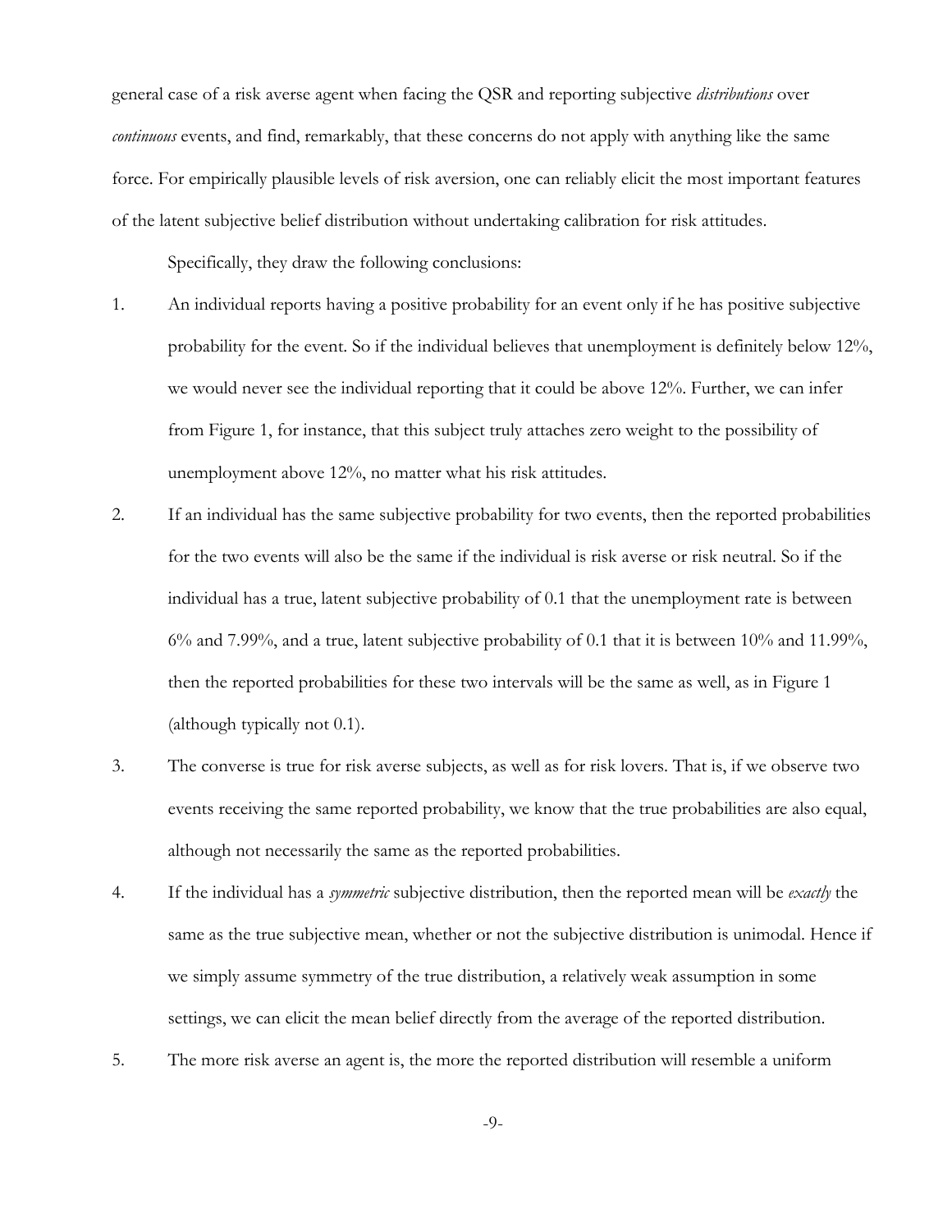general case of a risk averse agent when facing the QSR and reporting subjective *distributions* over *continuous* events, and find, remarkably, that these concerns do not apply with anything like the same force. For empirically plausible levels of risk aversion, one can reliably elicit the most important features of the latent subjective belief distribution without undertaking calibration for risk attitudes.

Specifically, they draw the following conclusions:

1. An individual reports having a positive probability for an event only if he has positive subjective probability for the event. So if the individual believes that unemployment is definitely below 12%, we would never see the individual reporting that it could be above 12%. Further, we can infer from Figure 1, for instance, that this subject truly attaches zero weight to the possibility of unemployment above 12%, no matter what his risk attitudes.
2. If an individual has the same subjective probability for two events, then the reported probabilities for the two events will also be the same if the individual is risk averse or risk neutral. So if the individual has a true, latent subjective probability of 0.1 that the unemployment rate is between 6% and 7.99%, and a true, latent subjective probability of 0.1 that it is between 10% and 11.99%, then the reported probabilities for these two intervals will be the same as well, as in Figure 1 (although typically not 0.1).
3. The converse is true for risk averse subjects, as well as for risk lovers. That is, if we observe two events receiving the same reported probability, we know that the true probabilities are also equal, although not necessarily the same as the reported probabilities.
4. If the individual has a *symmetric* subjective distribution, then the reported mean will be *exactly* the same as the true subjective mean, whether or not the subjective distribution is unimodal. Hence if we simply assume symmetry of the true distribution, a relatively weak assumption in some settings, we can elicit the mean belief directly from the average of the reported distribution.
5. The more risk averse an agent is, the more the reported distribution will resemble a uniform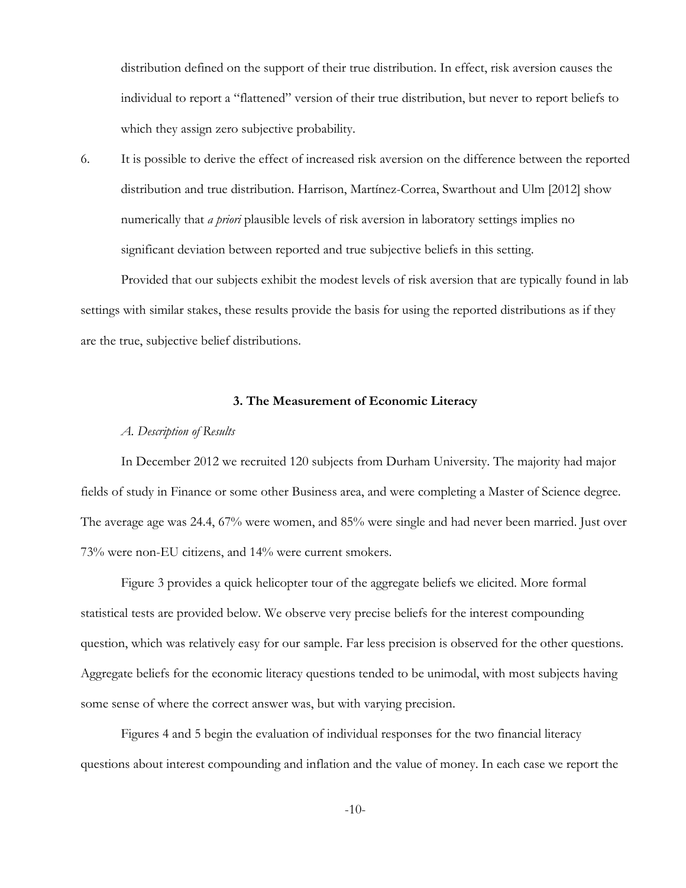distribution defined on the support of their true distribution. In effect, risk aversion causes the individual to report a "flattened" version of their true distribution, but never to report beliefs to which they assign zero subjective probability.

6. It is possible to derive the effect of increased risk aversion on the difference between the reported distribution and true distribution. Harrison, Martínez-Correa, Swarthout and Ulm [2012] show numerically that *a priori* plausible levels of risk aversion in laboratory settings implies no significant deviation between reported and true subjective beliefs in this setting.

Provided that our subjects exhibit the modest levels of risk aversion that are typically found in lab settings with similar stakes, these results provide the basis for using the reported distributions as if they are the true, subjective belief distributions.

## 3. The Measurement of Economic Literacy

### *A. Description of Results*

In December 2012 we recruited 120 subjects from Durham University. The majority had major fields of study in Finance or some other Business area, and were completing a Master of Science degree. The average age was 24.4, 67% were women, and 85% were single and had never been married. Just over 73% were non-EU citizens, and 14% were current smokers.

Figure 3 provides a quick helicopter tour of the aggregate beliefs we elicited. More formal statistical tests are provided below. We observe very precise beliefs for the interest compounding question, which was relatively easy for our sample. Far less precision is observed for the other questions. Aggregate beliefs for the economic literacy questions tended to be unimodal, with most subjects having some sense of where the correct answer was, but with varying precision.

Figures 4 and 5 begin the evaluation of individual responses for the two financial literacy questions about interest compounding and inflation and the value of money. In each case we report the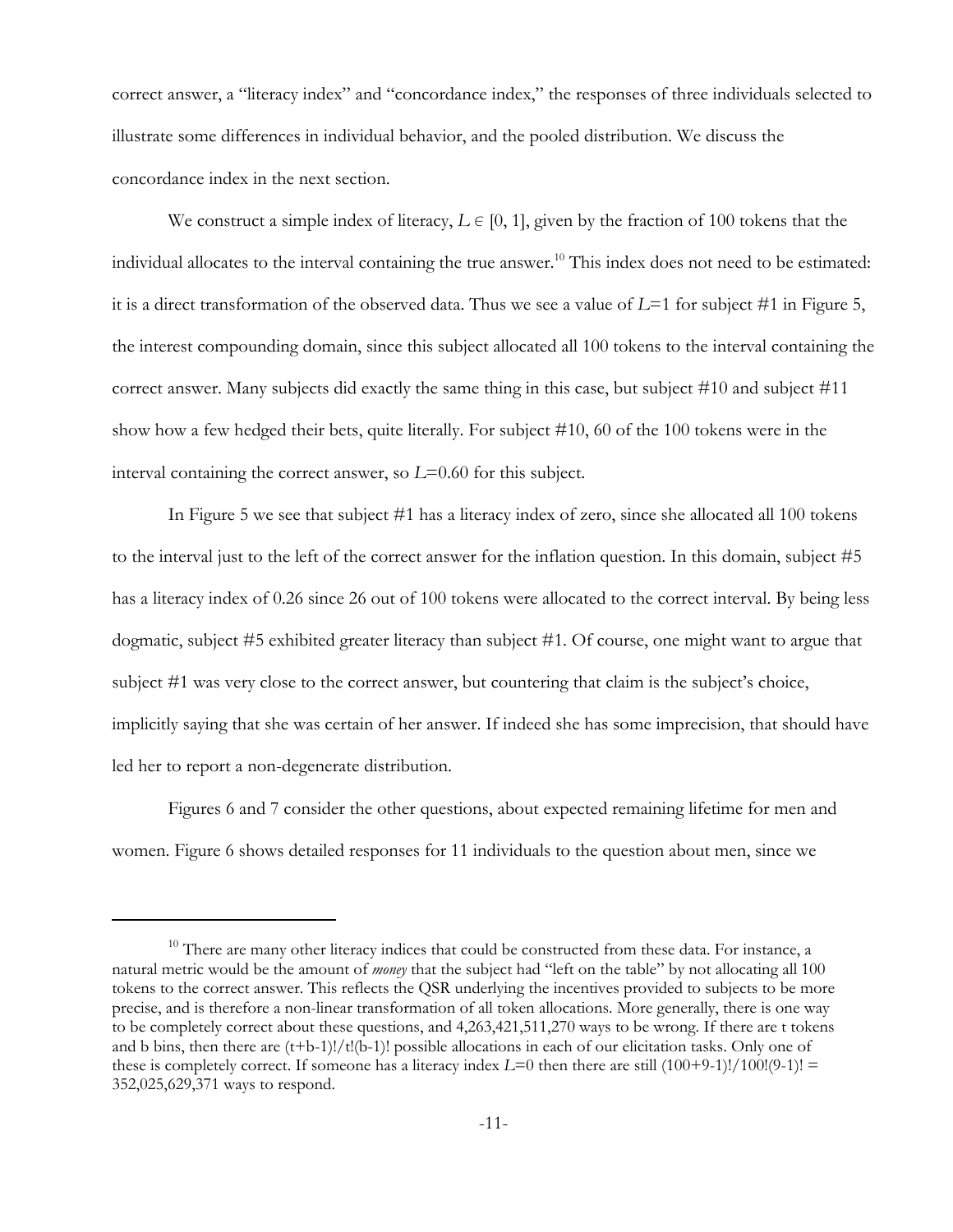correct answer, a "literacy index" and "concordance index," the responses of three individuals selected to illustrate some differences in individual behavior, and the pooled distribution. We discuss the concordance index in the next section.

We construct a simple index of literacy, $L \in [0, 1]$, given by the fraction of 100 tokens that the individual allocates to the interval containing the true answer.[10] This index does not need to be estimated: it is a direct transformation of the observed data. Thus we see a value of $L$=1 for subject #1 in Figure 5, the interest compounding domain, since this subject allocated all 100 tokens to the interval containing the correct answer. Many subjects did exactly the same thing in this case, but subject #10 and subject #11 show how a few hedged their bets, quite literally. For subject #10, 60 of the 100 tokens were in the interval containing the correct answer, so $L$=0.60 for this subject.

In Figure 5 we see that subject #1 has a literacy index of zero, since she allocated all 100 tokens to the interval just to the left of the correct answer for the inflation question. In this domain, subject #5 has a literacy index of 0.26 since 26 out of 100 tokens were allocated to the correct interval. By being less dogmatic, subject #5 exhibited greater literacy than subject #1. Of course, one might want to argue that subject #1 was very close to the correct answer, but countering that claim is the subject's choice, implicitly saying that she was certain of her answer. If indeed she has some imprecision, that should have led her to report a non-degenerate distribution.

Figures 6 and 7 consider the other questions, about expected remaining lifetime for men and women. Figure 6 shows detailed responses for 11 individuals to the question about men, since we

---

[10] There are many other literacy indices that could be constructed from these data. For instance, a natural metric would be the amount of *money* that the subject had "left on the table" by not allocating all 100 tokens to the correct answer. This reflects the QSR underlying the incentives provided to subjects to be more precise, and is therefore a non-linear transformation of all token allocations. More generally, there is one way to be completely correct about these questions, and 4,263,421,511,270 ways to be wrong. If there are t tokens and b bins, then there are $(t+b-1)!/t!(b-1)!$ possible allocations in each of our elicitation tasks. Only one of these is completely correct. If someone has a literacy index $L$=0 then there are still $(100+9-1)!/100!(9-1)!$ = 352,025,629,371 ways to respond.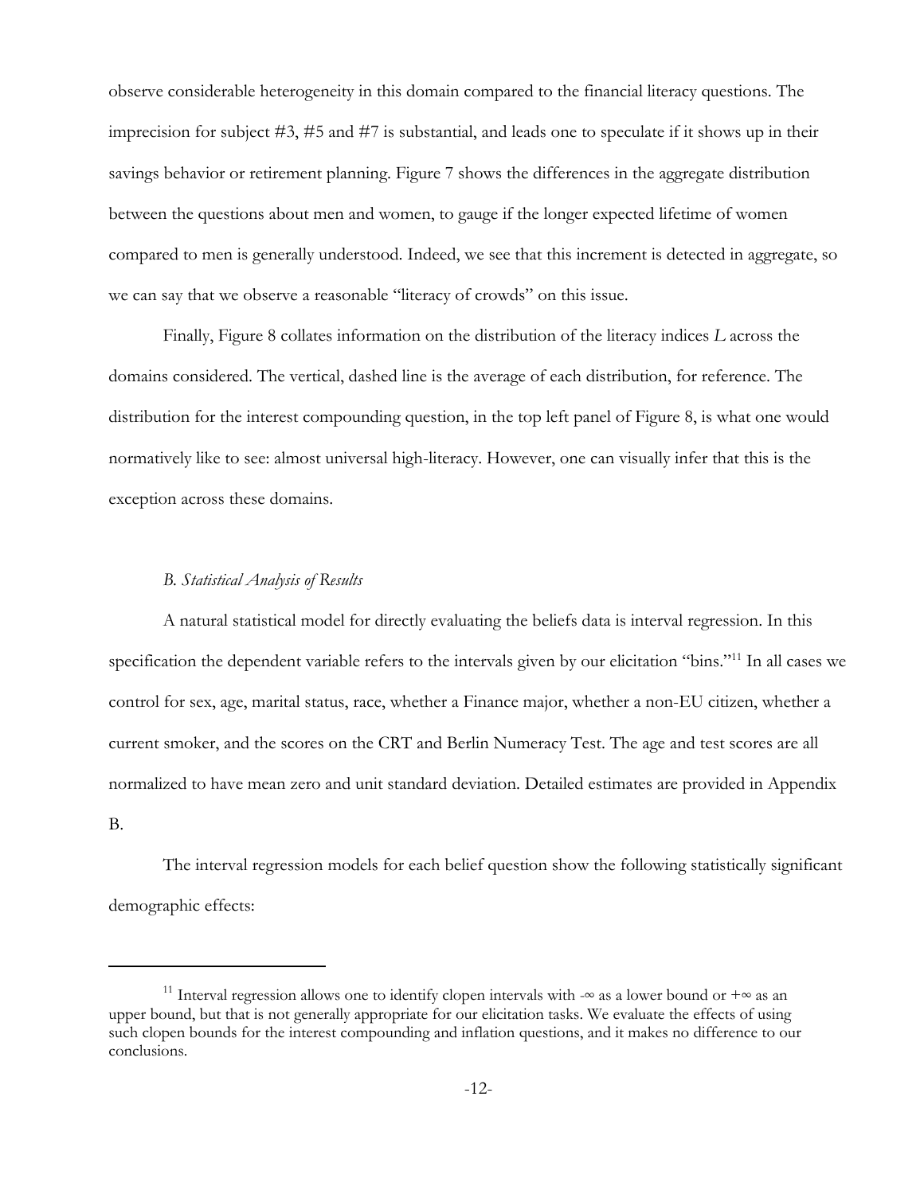observe considerable heterogeneity in this domain compared to the financial literacy questions. The imprecision for subject #3, #5 and #7 is substantial, and leads one to speculate if it shows up in their savings behavior or retirement planning. Figure 7 shows the differences in the aggregate distribution between the questions about men and women, to gauge if the longer expected lifetime of women compared to men is generally understood. Indeed, we see that this increment is detected in aggregate, so we can say that we observe a reasonable "literacy of crowds" on this issue.

Finally, Figure 8 collates information on the distribution of the literacy indices $L$ across the domains considered. The vertical, dashed line is the average of each distribution, for reference. The distribution for the interest compounding question, in the top left panel of Figure 8, is what one would normatively like to see: almost universal high-literacy. However, one can visually infer that this is the exception across these domains.

### *B. Statistical Analysis of Results*

A natural statistical model for directly evaluating the beliefs data is interval regression. In this specification the dependent variable refers to the intervals given by our elicitation "bins."[11] In all cases we control for sex, age, marital status, race, whether a Finance major, whether a non-EU citizen, whether a current smoker, and the scores on the CRT and Berlin Numeracy Test. The age and test scores are all normalized to have mean zero and unit standard deviation. Detailed estimates are provided in Appendix B.

The interval regression models for each belief question show the following statistically significant demographic effects:

---

[11] Interval regression allows one to identify clopen intervals with $-\infty$ as a lower bound or $+\infty$ as an upper bound, but that is not generally appropriate for our elicitation tasks. We evaluate the effects of using such clopen bounds for the interest compounding and inflation questions, and it makes no difference to our conclusions.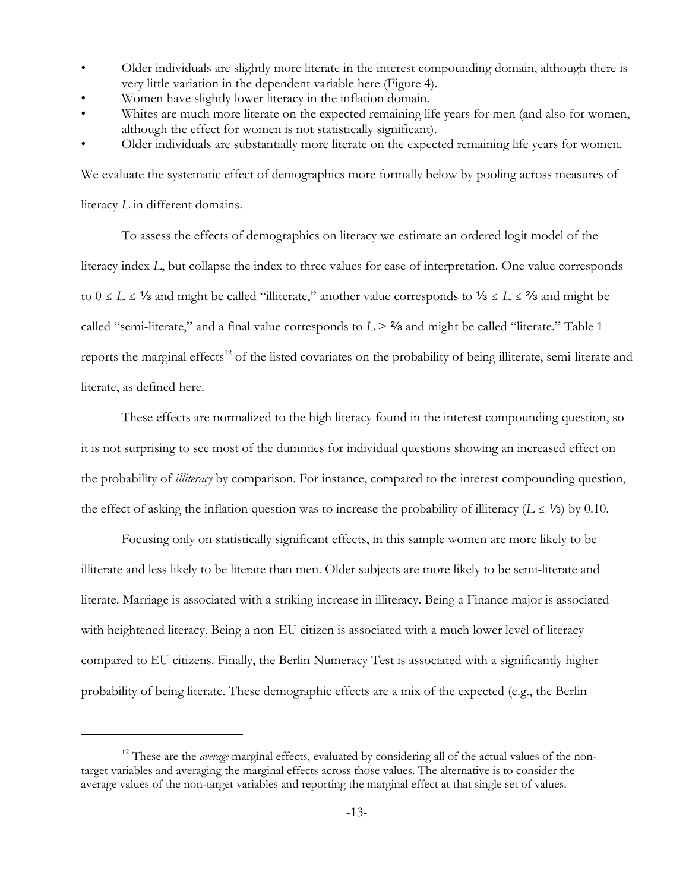- Older individuals are slightly more literate in the interest compounding domain, although there is very little variation in the dependent variable here (Figure 4).
- Women have slightly lower literacy in the inflation domain.
- Whites are much more literate on the expected remaining life years for men (and also for women, although the effect for women is not statistically significant).
- Older individuals are substantially more literate on the expected remaining life years for women.

We evaluate the systematic effect of demographics more formally below by pooling across measures of literacy $L$ in different domains.

To assess the effects of demographics on literacy we estimate an ordered logit model of the literacy index $L$, but collapse the index to three values for ease of interpretation. One value corresponds to $0 \leq L \leq ⅓$ and might be called "illiterate," another value corresponds to $⅓ \leq L \leq ⅔$ and might be called "semi-literate," and a final value corresponds to $L > ⅔$ and might be called "literate." Table 1 reports the marginal effects[12] of the listed covariates on the probability of being illiterate, semi-literate and literate, as defined here.

These effects are normalized to the high literacy found in the interest compounding question, so it is not surprising to see most of the dummies for individual questions showing an increased effect on the probability of *illiteracy* by comparison. For instance, compared to the interest compounding question, the effect of asking the inflation question was to increase the probability of illiteracy ($L \leq ⅓$) by 0.10.

Focusing only on statistically significant effects, in this sample women are more likely to be illiterate and less likely to be literate than men. Older subjects are more likely to be semi-literate and literate. Marriage is associated with a striking increase in illiteracy. Being a Finance major is associated with heightened literacy. Being a non-EU citizen is associated with a much lower level of literacy compared to EU citizens. Finally, the Berlin Numeracy Test is associated with a significantly higher probability of being literate. These demographic effects are a mix of the expected (e.g., the Berlin

---

[12] These are the *average* marginal effects, evaluated by considering all of the actual values of the non-target variables and averaging the marginal effects across those values. The alternative is to consider the average values of the non-target variables and reporting the marginal effect at that single set of values.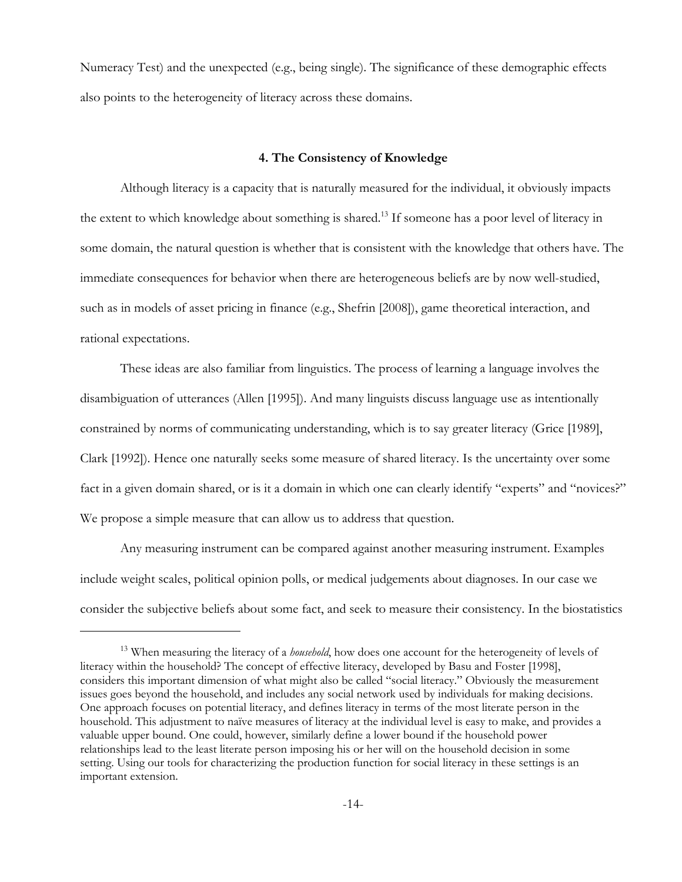Numeracy Test) and the unexpected (e.g., being single). The significance of these demographic effects also points to the heterogeneity of literacy across these domains.

## 4. The Consistency of Knowledge

Although literacy is a capacity that is naturally measured for the individual, it obviously impacts the extent to which knowledge about something is shared.[13] If someone has a poor level of literacy in some domain, the natural question is whether that is consistent with the knowledge that others have. The immediate consequences for behavior when there are heterogeneous beliefs are by now well-studied, such as in models of asset pricing in finance (e.g., Shefrin [2008]), game theoretical interaction, and rational expectations.

These ideas are also familiar from linguistics. The process of learning a language involves the disambiguation of utterances (Allen [1995]). And many linguists discuss language use as intentionally constrained by norms of communicating understanding, which is to say greater literacy (Grice [1989], Clark [1992]). Hence one naturally seeks some measure of shared literacy. Is the uncertainty over some fact in a given domain shared, or is it a domain in which one can clearly identify "experts" and "novices?" We propose a simple measure that can allow us to address that question.

Any measuring instrument can be compared against another measuring instrument. Examples include weight scales, political opinion polls, or medical judgements about diagnoses. In our case we consider the subjective beliefs about some fact, and seek to measure their consistency. In the biostatistics

---

[13] When measuring the literacy of a *household*, how does one account for the heterogeneity of levels of literacy within the household? The concept of effective literacy, developed by Basu and Foster [1998], considers this important dimension of what might also be called "social literacy." Obviously the measurement issues goes beyond the household, and includes any social network used by individuals for making decisions. One approach focuses on potential literacy, and defines literacy in terms of the most literate person in the household. This adjustment to naïve measures of literacy at the individual level is easy to make, and provides a valuable upper bound. One could, however, similarly define a lower bound if the household power relationships lead to the least literate person imposing his or her will on the household decision in some setting. Using our tools for characterizing the production function for social literacy in these settings is an important extension.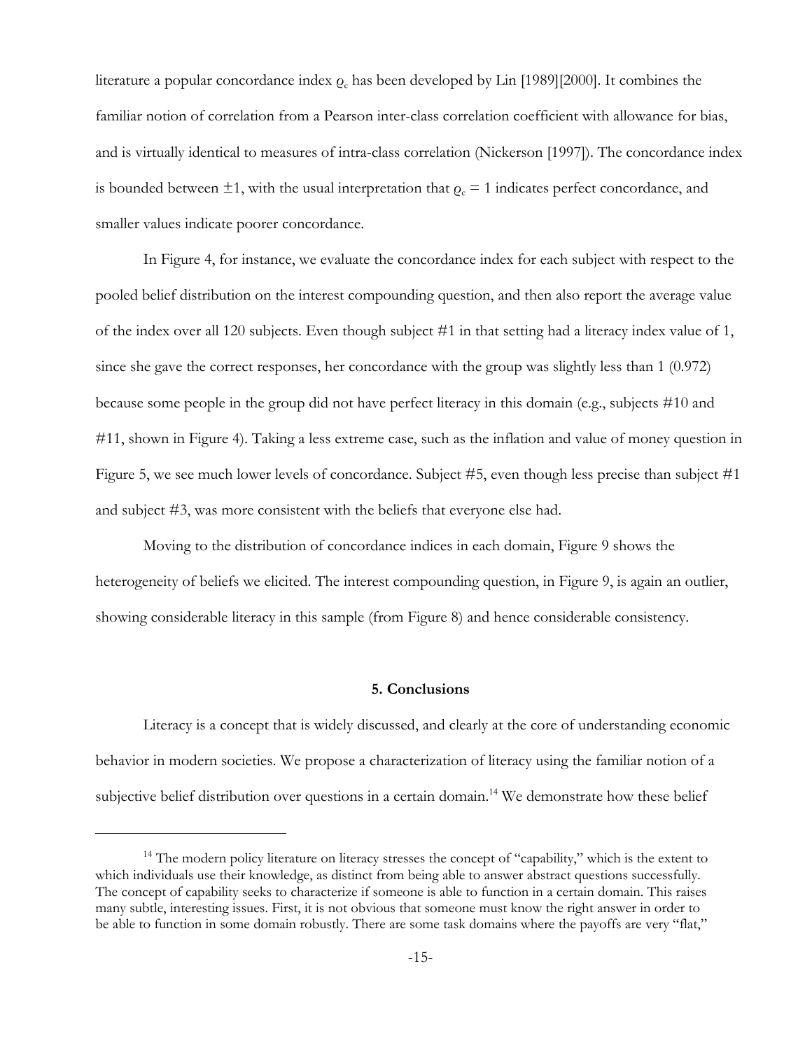literature a popular concordance index $\varrho_c$ has been developed by Lin [1989][2000]. It combines the familiar notion of correlation from a Pearson inter-class correlation coefficient with allowance for bias, and is virtually identical to measures of intra-class correlation (Nickerson [1997]). The concordance index is bounded between $\pm 1$, with the usual interpretation that $\varrho_c = 1$ indicates perfect concordance, and smaller values indicate poorer concordance.

In Figure 4, for instance, we evaluate the concordance index for each subject with respect to the pooled belief distribution on the interest compounding question, and then also report the average value of the index over all 120 subjects. Even though subject #1 in that setting had a literacy index value of 1, since she gave the correct responses, her concordance with the group was slightly less than 1 (0.972) because some people in the group did not have perfect literacy in this domain (e.g., subjects #10 and #11, shown in Figure 4). Taking a less extreme case, such as the inflation and value of money question in Figure 5, we see much lower levels of concordance. Subject #5, even though less precise than subject #1 and subject #3, was more consistent with the beliefs that everyone else had.

Moving to the distribution of concordance indices in each domain, Figure 9 shows the heterogeneity of beliefs we elicited. The interest compounding question, in Figure 9, is again an outlier, showing considerable literacy in this sample (from Figure 8) and hence considerable consistency.

## 5. Conclusions

Literacy is a concept that is widely discussed, and clearly at the core of understanding economic behavior in modern societies. We propose a characterization of literacy using the familiar notion of a subjective belief distribution over questions in a certain domain.[14] We demonstrate how these belief

---

[14] The modern policy literature on literacy stresses the concept of "capability," which is the extent to which individuals use their knowledge, as distinct from being able to answer abstract questions successfully. The concept of capability seeks to characterize if someone is able to function in a certain domain. This raises many subtle, interesting issues. First, it is not obvious that someone must know the right answer in order to be able to function in some domain robustly. There are some task domains where the payoffs are very "flat,"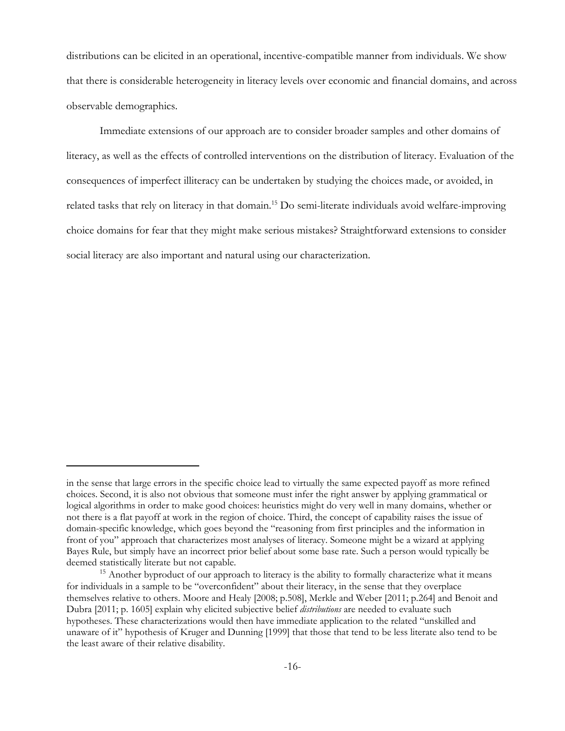distributions can be elicited in an operational, incentive-compatible manner from individuals. We show that there is considerable heterogeneity in literacy levels over economic and financial domains, and across observable demographics.

Immediate extensions of our approach are to consider broader samples and other domains of literacy, as well as the effects of controlled interventions on the distribution of literacy. Evaluation of the consequences of imperfect illiteracy can be undertaken by studying the choices made, or avoided, in related tasks that rely on literacy in that domain.[15] Do semi-literate individuals avoid welfare-improving choice domains for fear that they might make serious mistakes? Straightforward extensions to consider social literacy are also important and natural using our characterization.

---

in the sense that large errors in the specific choice lead to virtually the same expected payoff as more refined choices. Second, it is also not obvious that someone must infer the right answer by applying grammatical or logical algorithms in order to make good choices: heuristics might do very well in many domains, whether or not there is a flat payoff at work in the region of choice. Third, the concept of capability raises the issue of domain-specific knowledge, which goes beyond the "reasoning from first principles and the information in front of you" approach that characterizes most analyses of literacy. Someone might be a wizard at applying Bayes Rule, but simply have an incorrect prior belief about some base rate. Such a person would typically be deemed statistically literate but not capable.

[15] Another byproduct of our approach to literacy is the ability to formally characterize what it means for individuals in a sample to be "overconfident" about their literacy, in the sense that they overplace themselves relative to others. Moore and Healy [2008; p.508], Merkle and Weber [2011; p.264] and Benoit and Dubra [2011; p. 1605] explain why elicited subjective belief *distributions* are needed to evaluate such hypotheses. These characterizations would then have immediate application to the related "unskilled and unaware of it" hypothesis of Kruger and Dunning [1999] that those that tend to be less literate also tend to be the least aware of their relative disability.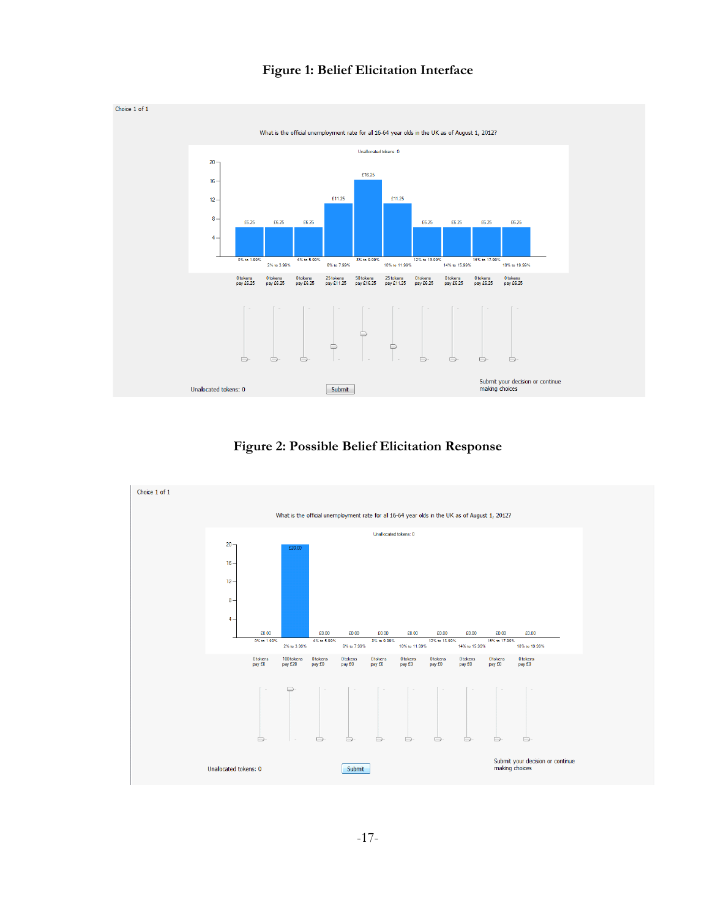**Figure 1: Belief Elicitation Interface**

Choice 1 of 1

What is the official unemployment rate for all 16-64 year olds in the UK as of August 1, 2012?

Unallocated tokens: 0

| 0% to 1.99% | 2% to 3.99% | 4% to 5.99% | 6% to 7.99% | 8% to 9.99% | 10% to 11.99% | 12% to 13.99% | 14% to 15.99% | 16% to 17.99% | 18% to 19.99% |
|---|---|---|---|---|---|---|---|---|---|
| £6.25 | £6.25 | £6.25 | £11.25 | £16.25 | £11.25 | £6.25 | £6.25 | £6.25 | £6.25 |
| 0 tokens pay £6.25 | 0 tokens pay £6.25 | 0 tokens pay £6.25 | 25 tokens pay £11.25 | 50 tokens pay £16.25 | 25 tokens pay £11.25 | 0 tokens pay £6.25 | 0 tokens pay £6.25 | 0 tokens pay £6.25 | 0 tokens pay £6.25 |

Unallocated tokens: 0

Submit

Submit your decision or continue making choices

**Figure 2: Possible Belief Elicitation Response**

Choice 1 of 1

What is the official unemployment rate for all 16-64 year olds in the UK as of August 1, 2012?

Unallocated tokens: 0

| 0% to 1.99% | 2% to 3.99% | 4% to 5.99% | 6% to 7.99% | 8% to 9.99% | 10% to 11.99% | 12% to 13.99% | 14% to 15.99% | 16% to 17.99% | 18% to 19.99% |
|---|---|---|---|---|---|---|---|---|---|
| £0.00 | £20.00 | £0.00 | £0.00 | £0.00 | £0.00 | £0.00 | £0.00 | £0.00 | £0.00 |
| 0 tokens pay £0 | 100 tokens pay £20 | 0 tokens pay £0 | 0 tokens pay £0 | 0 tokens pay £0 | 0 tokens pay £0 | 0 tokens pay £0 | 0 tokens pay £0 | 0 tokens pay £0 | 0 tokens pay £0 |

Unallocated tokens: 0

Submit

Submit your decision or continue making choices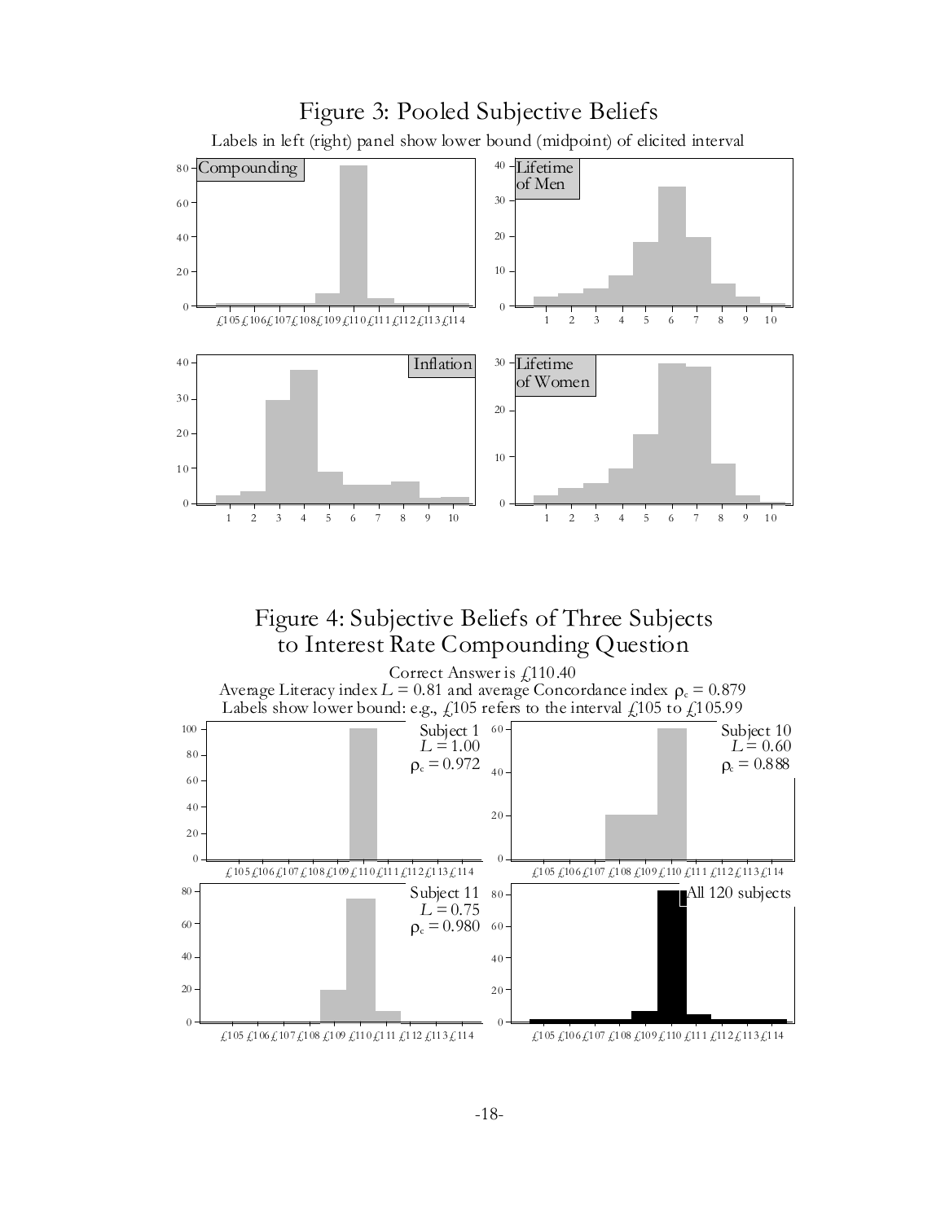# Figure 3: Pooled Subjective Beliefs

Labels in left (right) panel show lower bound (midpoint) of elicited interval

# Figure 4: Subjective Beliefs of Three Subjects to Interest Rate Compounding Question

Correct Answer is £110.40

Average Literacy index $L = 0.81$ and average Concordance index $\rho_c = 0.879$

Labels show lower bound: e.g., £105 refers to the interval £105 to £105.99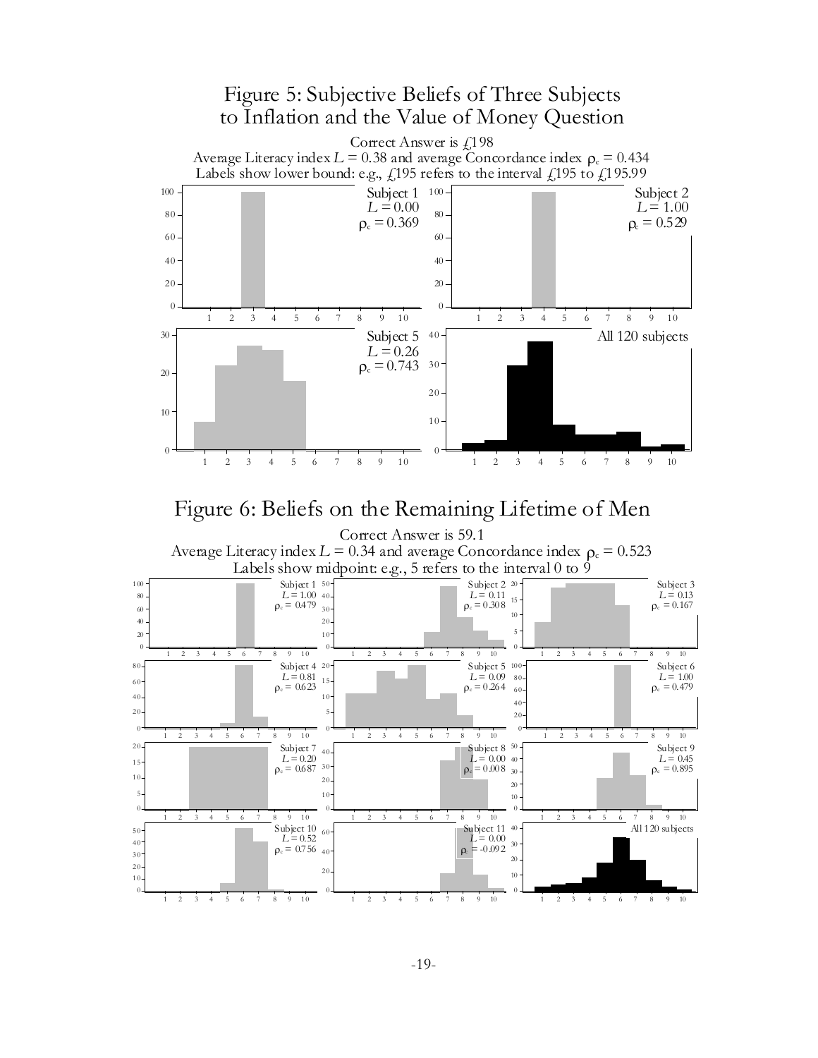# Figure 5: Subjective Beliefs of Three Subjects to Inflation and the Value of Money Question

Correct Answer is £198

Average Literacy index $L = 0.38$ and average Concordance index $\rho_c = 0.434$

Labels show lower bound: e.g., £195 refers to the interval £195 to £195.99

Subject 1: $L = 0.00$, $\rho_c = 0.369$

Subject 2: $L = 1.00$, $\rho_c = 0.529$

Subject 5: $L = 0.26$, $\rho_c = 0.743$

All 120 subjects

# Figure 6: Beliefs on the Remaining Lifetime of Men

Correct Answer is 59.1

Average Literacy index $L = 0.34$ and average Concordance index $\rho_c = 0.523$

Labels show midpoint: e.g., 5 refers to the interval 0 to 9

Subject 1: $L = 1.00$, $\rho_c = 0.479$

Subject 2: $L = 0.11$, $\rho_c = 0.308$

Subject 3: $L = 0.13$, $\rho_c = 0.167$

Subject 4: $L = 0.81$, $\rho_c = 0.623$

Subject 5: $L = 0.09$, $\rho_c = 0.264$

Subject 6: $L = 1.00$, $\rho_c = 0.479$

Subject 7: $L = 0.20$, $\rho_c = 0.687$

Subject 8: $L = 0.00$, $\rho_c = 0.008$

Subject 9: $L = 0.45$, $\rho_c = 0.895$

Subject 10: $L = 0.52$, $\rho_c = 0.756$

Subject 11: $L = 0.00$, $\rho_c = -0.092$

All 120 subjects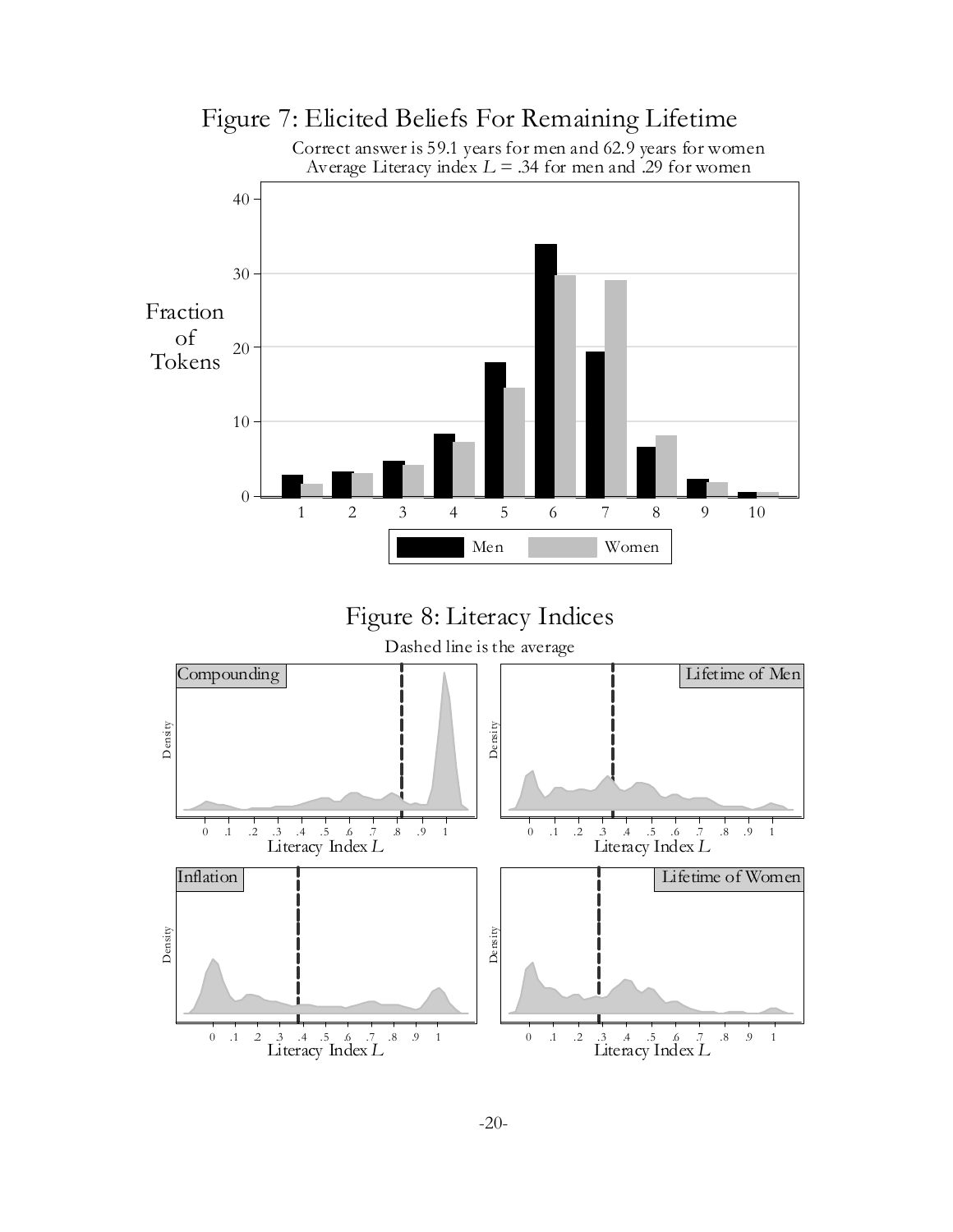# Figure 7: Elicited Beliefs For Remaining Lifetime

Correct answer is 59.1 years for men and 62.9 years for women
Average Literacy index $L$ = .34 for men and .29 for women

# Figure 8: Literacy Indices

Dashed line is the average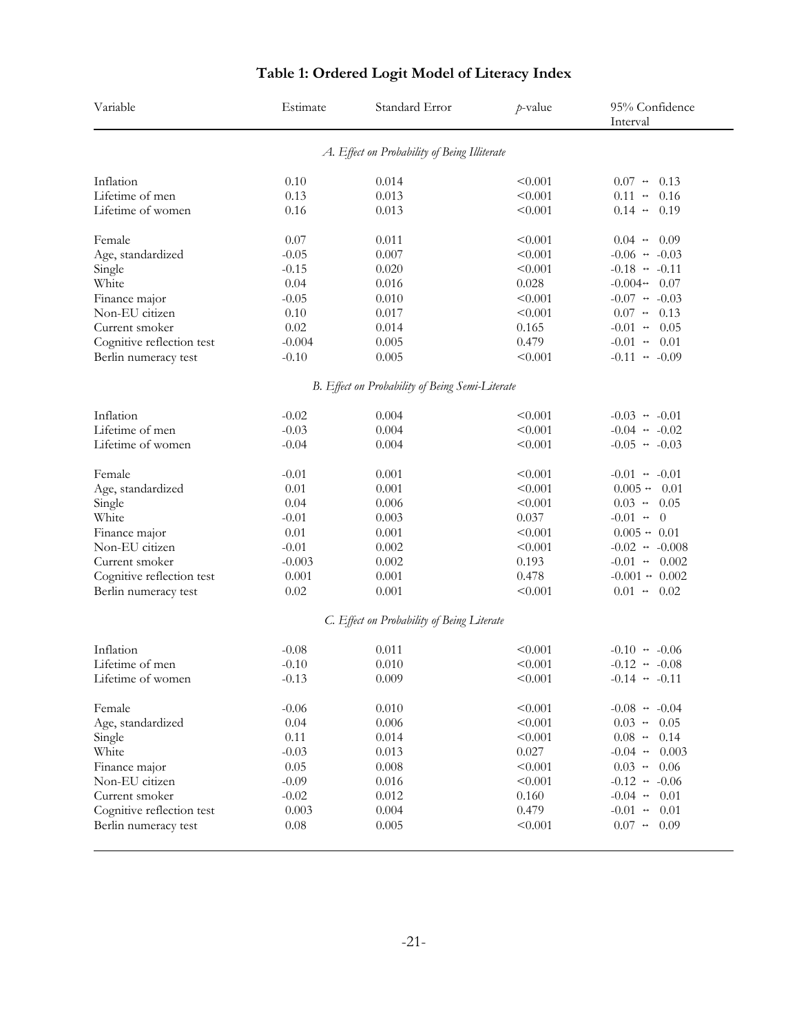# Table 1: Ordered Logit Model of Literacy Index

| Variable | Estimate | Standard Error | *p*-value | 95% Confidence Interval |
|---|---|---|---|---|
| | | *A. Effect on Probability of Being Illiterate* | | |
| Inflation | 0.10 | 0.014 | <0.001 | 0.07 ↔ 0.13 |
| Lifetime of men | 0.13 | 0.013 | <0.001 | 0.11 ↔ 0.16 |
| Lifetime of women | 0.16 | 0.013 | <0.001 | 0.14 ↔ 0.19 |
| Female | 0.07 | 0.011 | <0.001 | 0.04 ↔ 0.09 |
| Age, standardized | -0.05 | 0.007 | <0.001 | -0.06 ↔ -0.03 |
| Single | -0.15 | 0.020 | <0.001 | -0.18 ↔ -0.11 |
| White | 0.04 | 0.016 | 0.028 | -0.004↔ 0.07 |
| Finance major | -0.05 | 0.010 | <0.001 | -0.07 ↔ -0.03 |
| Non-EU citizen | 0.10 | 0.017 | <0.001 | 0.07 ↔ 0.13 |
| Current smoker | 0.02 | 0.014 | 0.165 | -0.01 ↔ 0.05 |
| Cognitive reflection test | -0.004 | 0.005 | 0.479 | -0.01 ↔ 0.01 |
| Berlin numeracy test | -0.10 | 0.005 | <0.001 | -0.11 ↔ -0.09 |
| | | *B. Effect on Probability of Being Semi-Literate* | | |
| Inflation | -0.02 | 0.004 | <0.001 | -0.03 ↔ -0.01 |
| Lifetime of men | -0.03 | 0.004 | <0.001 | -0.04 ↔ -0.02 |
| Lifetime of women | -0.04 | 0.004 | <0.001 | -0.05 ↔ -0.03 |
| Female | -0.01 | 0.001 | <0.001 | -0.01 ↔ -0.01 |
| Age, standardized | 0.01 | 0.001 | <0.001 | 0.005 ↔ 0.01 |
| Single | 0.04 | 0.006 | <0.001 | 0.03 ↔ 0.05 |
| White | -0.01 | 0.003 | 0.037 | -0.01 ↔ 0 |
| Finance major | 0.01 | 0.001 | <0.001 | 0.005 ↔ 0.01 |
| Non-EU citizen | -0.01 | 0.002 | <0.001 | -0.02 ↔ -0.008 |
| Current smoker | -0.003 | 0.002 | 0.193 | -0.01 ↔ 0.002 |
| Cognitive reflection test | 0.001 | 0.001 | 0.478 | -0.001 ↔ 0.002 |
| Berlin numeracy test | 0.02 | 0.001 | <0.001 | 0.01 ↔ 0.02 |
| | | *C. Effect on Probability of Being Literate* | | |
| Inflation | -0.08 | 0.011 | <0.001 | -0.10 ↔ -0.06 |
| Lifetime of men | -0.10 | 0.010 | <0.001 | -0.12 ↔ -0.08 |
| Lifetime of women | -0.13 | 0.009 | <0.001 | -0.14 ↔ -0.11 |
| Female | -0.06 | 0.010 | <0.001 | -0.08 ↔ -0.04 |
| Age, standardized | 0.04 | 0.006 | <0.001 | 0.03 ↔ 0.05 |
| Single | 0.11 | 0.014 | <0.001 | 0.08 ↔ 0.14 |
| White | -0.03 | 0.013 | 0.027 | -0.04 ↔ 0.003 |
| Finance major | 0.05 | 0.008 | <0.001 | 0.03 ↔ 0.06 |
| Non-EU citizen | -0.09 | 0.016 | <0.001 | -0.12 ↔ -0.06 |
| Current smoker | -0.02 | 0.012 | 0.160 | -0.04 ↔ 0.01 |
| Cognitive reflection test | 0.003 | 0.004 | 0.479 | -0.01 ↔ 0.01 |
| Berlin numeracy test | 0.08 | 0.005 | <0.001 | 0.07 ↔ 0.09 |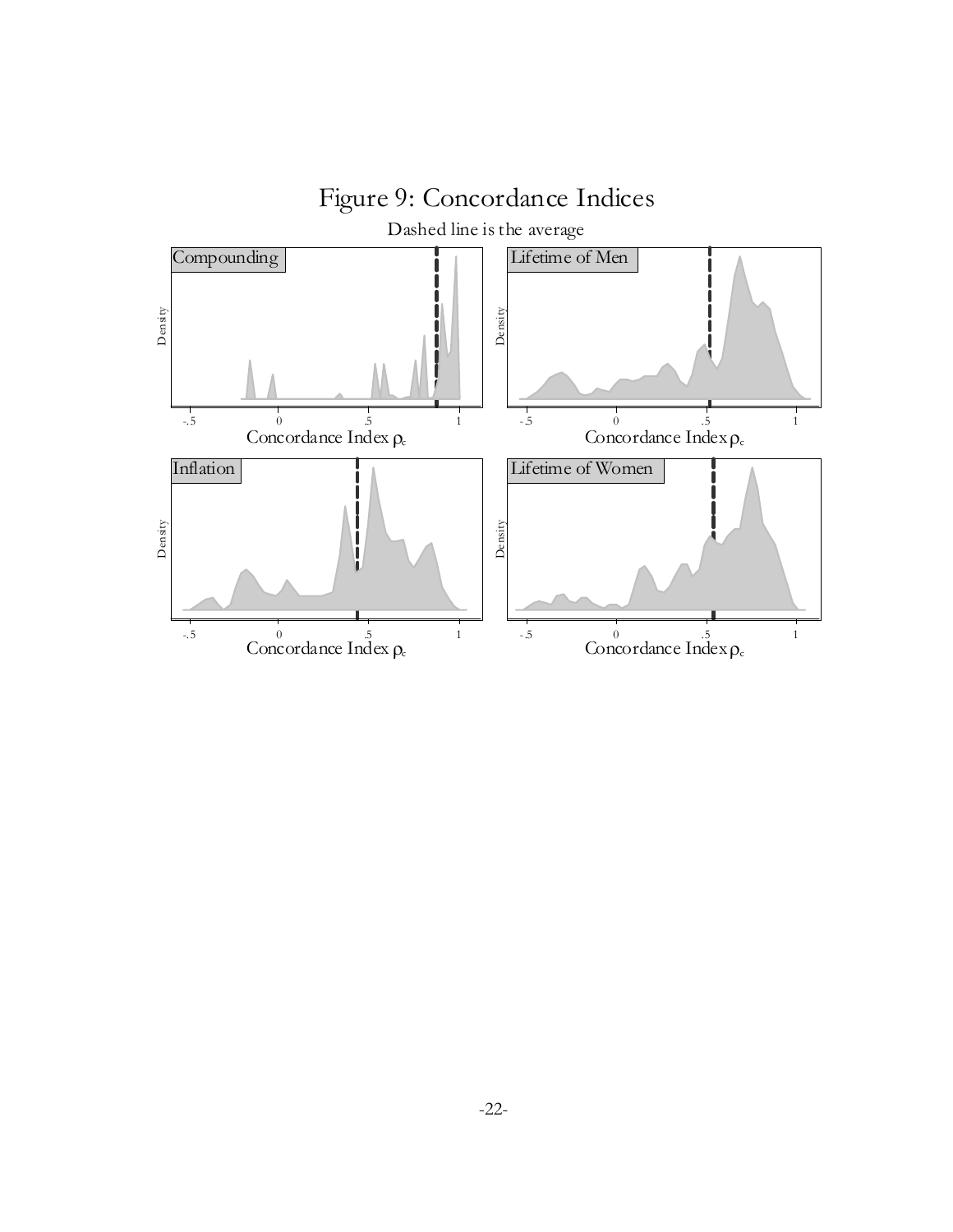# Figure 9: Concordance Indices

Dashed line is the average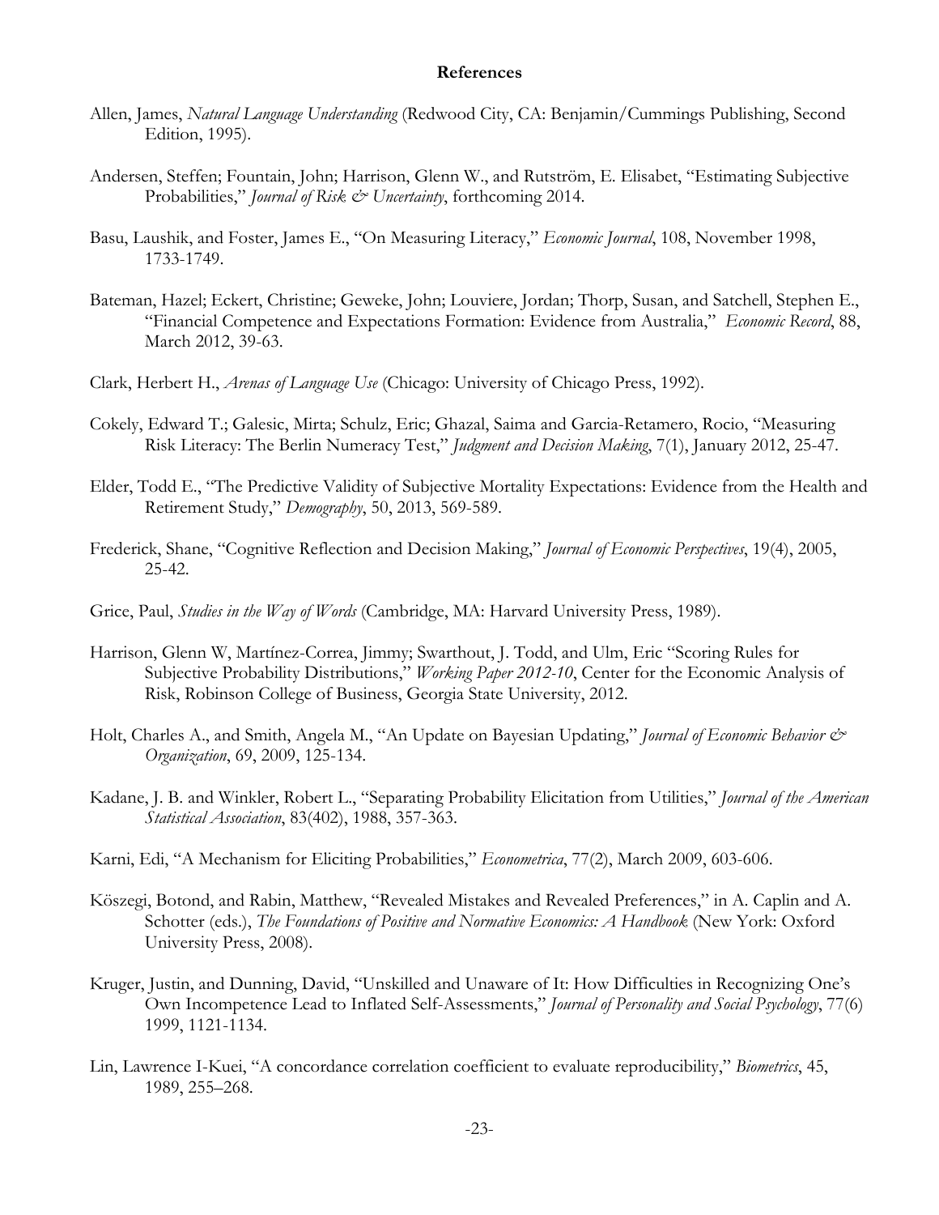# References

Allen, James, *Natural Language Understanding* (Redwood City, CA: Benjamin/Cummings Publishing, Second Edition, 1995).

Andersen, Steffen; Fountain, John; Harrison, Glenn W., and Rutström, E. Elisabet, "Estimating Subjective Probabilities," *Journal of Risk & Uncertainty*, forthcoming 2014.

Basu, Laushik, and Foster, James E., "On Measuring Literacy," *Economic Journal*, 108, November 1998, 1733-1749.

Bateman, Hazel; Eckert, Christine; Geweke, John; Louviere, Jordan; Thorp, Susan, and Satchell, Stephen E., "Financial Competence and Expectations Formation: Evidence from Australia," *Economic Record*, 88, March 2012, 39-63.

Clark, Herbert H., *Arenas of Language Use* (Chicago: University of Chicago Press, 1992).

Cokely, Edward T.; Galesic, Mirta; Schulz, Eric; Ghazal, Saima and Garcia-Retamero, Rocio, "Measuring Risk Literacy: The Berlin Numeracy Test," *Judgment and Decision Making*, 7(1), January 2012, 25-47.

Elder, Todd E., "The Predictive Validity of Subjective Mortality Expectations: Evidence from the Health and Retirement Study," *Demography*, 50, 2013, 569-589.

Frederick, Shane, "Cognitive Reflection and Decision Making," *Journal of Economic Perspectives*, 19(4), 2005, 25-42.

Grice, Paul, *Studies in the Way of Words* (Cambridge, MA: Harvard University Press, 1989).

Harrison, Glenn W, Martínez-Correa, Jimmy; Swarthout, J. Todd, and Ulm, Eric "Scoring Rules for Subjective Probability Distributions," *Working Paper 2012-10*, Center for the Economic Analysis of Risk, Robinson College of Business, Georgia State University, 2012.

Holt, Charles A., and Smith, Angela M., "An Update on Bayesian Updating," *Journal of Economic Behavior & Organization*, 69, 2009, 125-134.

Kadane, J. B. and Winkler, Robert L., "Separating Probability Elicitation from Utilities," *Journal of the American Statistical Association*, 83(402), 1988, 357-363.

Karni, Edi, "A Mechanism for Eliciting Probabilities," *Econometrica*, 77(2), March 2009, 603-606.

Köszegi, Botond, and Rabin, Matthew, "Revealed Mistakes and Revealed Preferences," in A. Caplin and A. Schotter (eds.), *The Foundations of Positive and Normative Economics: A Handbook* (New York: Oxford University Press, 2008).

Kruger, Justin, and Dunning, David, "Unskilled and Unaware of It: How Difficulties in Recognizing One's Own Incompetence Lead to Inflated Self-Assessments," *Journal of Personality and Social Psychology*, 77(6) 1999, 1121-1134.

Lin, Lawrence I-Kuei, "A concordance correlation coefficient to evaluate reproducibility," *Biometrics*, 45, 1989, 255–268.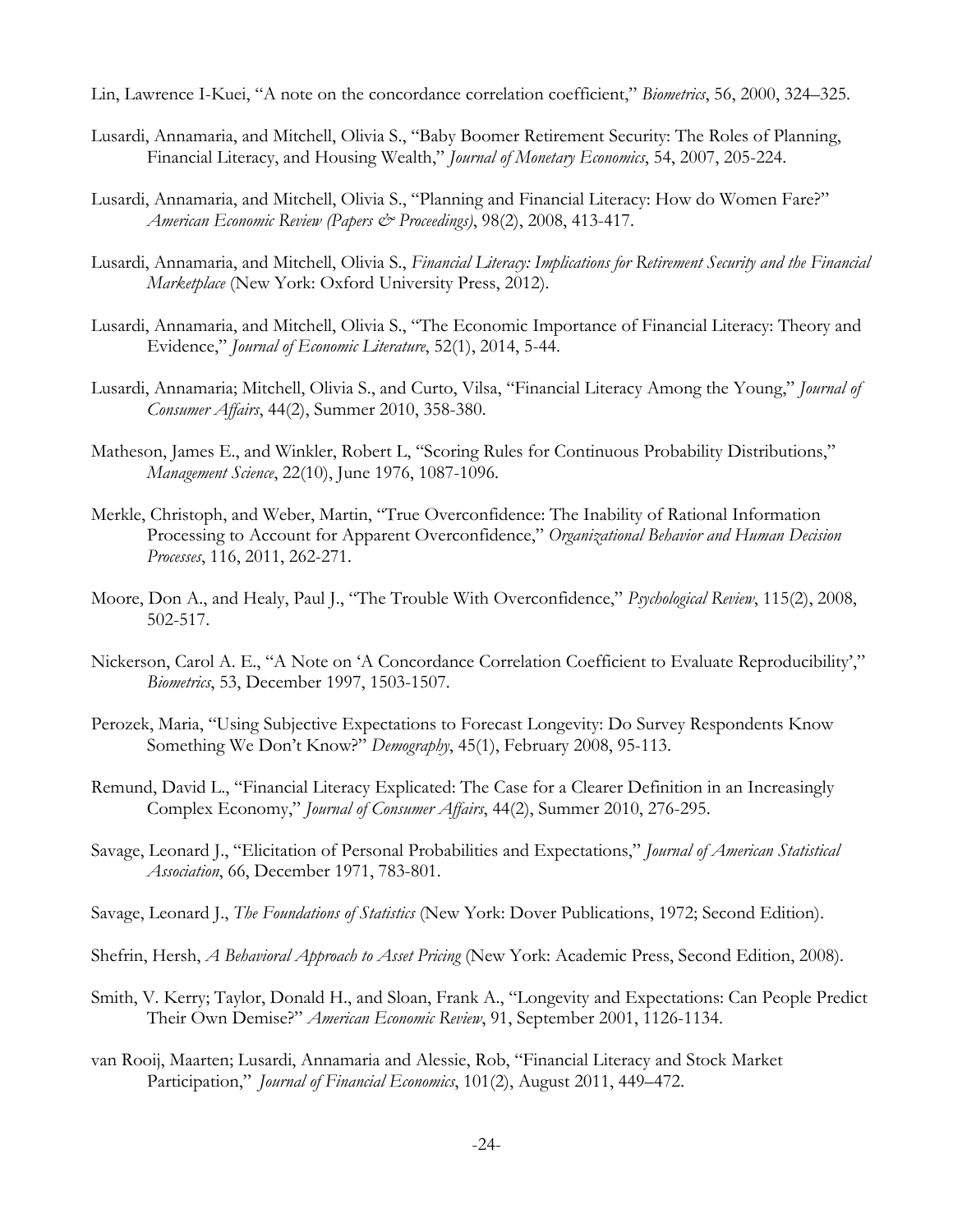Lin, Lawrence I-Kuei, "A note on the concordance correlation coefficient," *Biometrics*, 56, 2000, 324–325.

Lusardi, Annamaria, and Mitchell, Olivia S., "Baby Boomer Retirement Security: The Roles of Planning, Financial Literacy, and Housing Wealth," *Journal of Monetary Economics*, 54, 2007, 205-224.

Lusardi, Annamaria, and Mitchell, Olivia S., "Planning and Financial Literacy: How do Women Fare?" *American Economic Review (Papers & Proceedings)*, 98(2), 2008, 413-417.

Lusardi, Annamaria, and Mitchell, Olivia S., *Financial Literacy: Implications for Retirement Security and the Financial Marketplace* (New York: Oxford University Press, 2012).

Lusardi, Annamaria, and Mitchell, Olivia S., "The Economic Importance of Financial Literacy: Theory and Evidence," *Journal of Economic Literature*, 52(1), 2014, 5-44.

Lusardi, Annamaria; Mitchell, Olivia S., and Curto, Vilsa, "Financial Literacy Among the Young," *Journal of Consumer Affairs*, 44(2), Summer 2010, 358-380.

Matheson, James E., and Winkler, Robert L, "Scoring Rules for Continuous Probability Distributions," *Management Science*, 22(10), June 1976, 1087-1096.

Merkle, Christoph, and Weber, Martin, "True Overconfidence: The Inability of Rational Information Processing to Account for Apparent Overconfidence," *Organizational Behavior and Human Decision Processes*, 116, 2011, 262-271.

Moore, Don A., and Healy, Paul J., "The Trouble With Overconfidence," *Psychological Review*, 115(2), 2008, 502-517.

Nickerson, Carol A. E., "A Note on 'A Concordance Correlation Coefficient to Evaluate Reproducibility'," *Biometrics*, 53, December 1997, 1503-1507.

Perozek, Maria, "Using Subjective Expectations to Forecast Longevity: Do Survey Respondents Know Something We Don't Know?" *Demography*, 45(1), February 2008, 95-113.

Remund, David L., "Financial Literacy Explicated: The Case for a Clearer Definition in an Increasingly Complex Economy," *Journal of Consumer Affairs*, 44(2), Summer 2010, 276-295.

Savage, Leonard J., "Elicitation of Personal Probabilities and Expectations," *Journal of American Statistical Association*, 66, December 1971, 783-801.

Savage, Leonard J., *The Foundations of Statistics* (New York: Dover Publications, 1972; Second Edition).

Shefrin, Hersh, *A Behavioral Approach to Asset Pricing* (New York: Academic Press, Second Edition, 2008).

Smith, V. Kerry; Taylor, Donald H., and Sloan, Frank A., "Longevity and Expectations: Can People Predict Their Own Demise?" *American Economic Review*, 91, September 2001, 1126-1134.

van Rooij, Maarten; Lusardi, Annamaria and Alessie, Rob, "Financial Literacy and Stock Market Participation," *Journal of Financial Economics*, 101(2), August 2011, 449–472.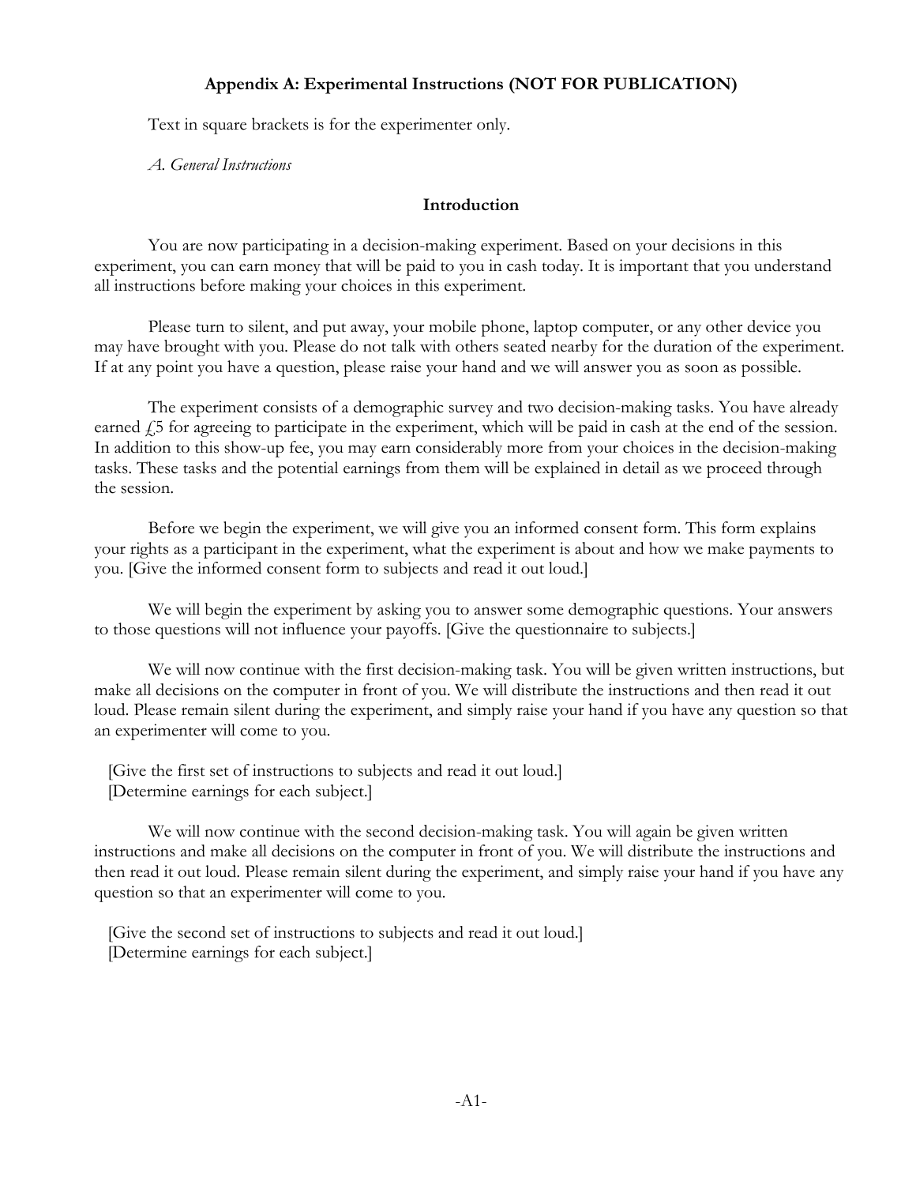## Appendix A: Experimental Instructions (NOT FOR PUBLICATION)

Text in square brackets is for the experimenter only.

*A. General Instructions*

### Introduction

You are now participating in a decision-making experiment. Based on your decisions in this experiment, you can earn money that will be paid to you in cash today. It is important that you understand all instructions before making your choices in this experiment.

Please turn to silent, and put away, your mobile phone, laptop computer, or any other device you may have brought with you. Please do not talk with others seated nearby for the duration of the experiment. If at any point you have a question, please raise your hand and we will answer you as soon as possible.

The experiment consists of a demographic survey and two decision-making tasks. You have already earned £5 for agreeing to participate in the experiment, which will be paid in cash at the end of the session. In addition to this show-up fee, you may earn considerably more from your choices in the decision-making tasks. These tasks and the potential earnings from them will be explained in detail as we proceed through the session.

Before we begin the experiment, we will give you an informed consent form. This form explains your rights as a participant in the experiment, what the experiment is about and how we make payments to you. [Give the informed consent form to subjects and read it out loud.]

We will begin the experiment by asking you to answer some demographic questions. Your answers to those questions will not influence your payoffs. [Give the questionnaire to subjects.]

We will now continue with the first decision-making task. You will be given written instructions, but make all decisions on the computer in front of you. We will distribute the instructions and then read it out loud. Please remain silent during the experiment, and simply raise your hand if you have any question so that an experimenter will come to you.

[Give the first set of instructions to subjects and read it out loud.]
[Determine earnings for each subject.]

We will now continue with the second decision-making task. You will again be given written instructions and make all decisions on the computer in front of you. We will distribute the instructions and then read it out loud. Please remain silent during the experiment, and simply raise your hand if you have any question so that an experimenter will come to you.

[Give the second set of instructions to subjects and read it out loud.]
[Determine earnings for each subject.]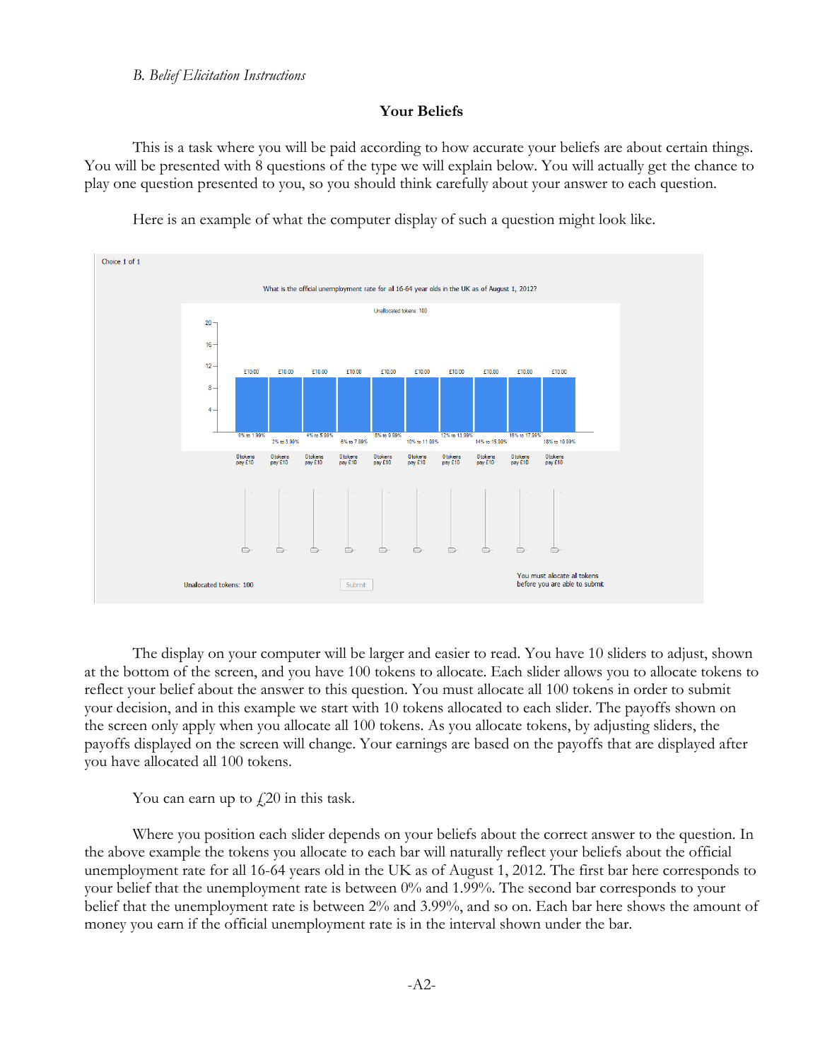*B. Belief Elicitation Instructions*

**Your Beliefs**

This is a task where you will be paid according to how accurate your beliefs are about certain things. You will be presented with 8 questions of the type we will explain below. You will actually get the chance to play one question presented to you, so you should think carefully about your answer to each question.

Here is an example of what the computer display of such a question might look like.

The display on your computer will be larger and easier to read. You have 10 sliders to adjust, shown at the bottom of the screen, and you have 100 tokens to allocate. Each slider allows you to allocate tokens to reflect your belief about the answer to this question. You must allocate all 100 tokens in order to submit your decision, and in this example we start with 10 tokens allocated to each slider. The payoffs shown on the screen only apply when you allocate all 100 tokens. As you allocate tokens, by adjusting sliders, the payoffs displayed on the screen will change. Your earnings are based on the payoffs that are displayed after you have allocated all 100 tokens.

You can earn up to £20 in this task.

Where you position each slider depends on your beliefs about the correct answer to the question. In the above example the tokens you allocate to each bar will naturally reflect your beliefs about the official unemployment rate for all 16-64 years old in the UK as of August 1, 2012. The first bar here corresponds to your belief that the unemployment rate is between 0% and 1.99%. The second bar corresponds to your belief that the unemployment rate is between 2% and 3.99%, and so on. Each bar here shows the amount of money you earn if the official unemployment rate is in the interval shown under the bar.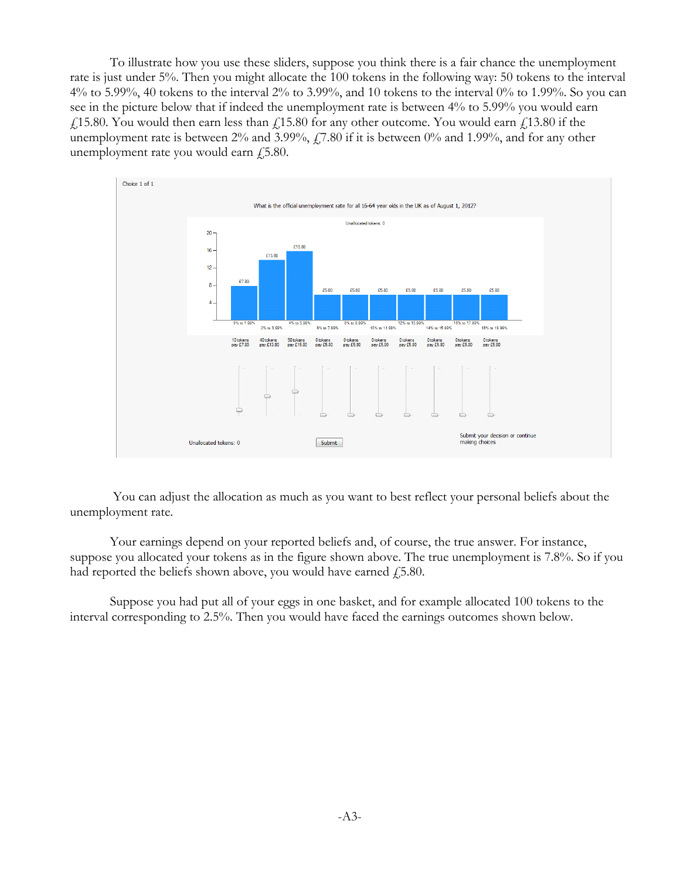To illustrate how you use these sliders, suppose you think there is a fair chance the unemployment rate is just under 5%. Then you might allocate the 100 tokens in the following way: 50 tokens to the interval 4% to 5.99%, 40 tokens to the interval 2% to 3.99%, and 10 tokens to the interval 0% to 1.99%. So you can see in the picture below that if indeed the unemployment rate is between 4% to 5.99% you would earn £15.80. You would then earn less than £15.80 for any other outcome. You would earn £13.80 if the unemployment rate is between 2% and 3.99%, £7.80 if it is between 0% and 1.99%, and for any other unemployment rate you would earn £5.80.

You can adjust the allocation as much as you want to best reflect your personal beliefs about the unemployment rate.

Your earnings depend on your reported beliefs and, of course, the true answer. For instance, suppose you allocated your tokens as in the figure shown above. The true unemployment is 7.8%. So if you had reported the beliefs shown above, you would have earned £5.80.

Suppose you had put all of your eggs in one basket, and for example allocated 100 tokens to the interval corresponding to 2.5%. Then you would have faced the earnings outcomes shown below.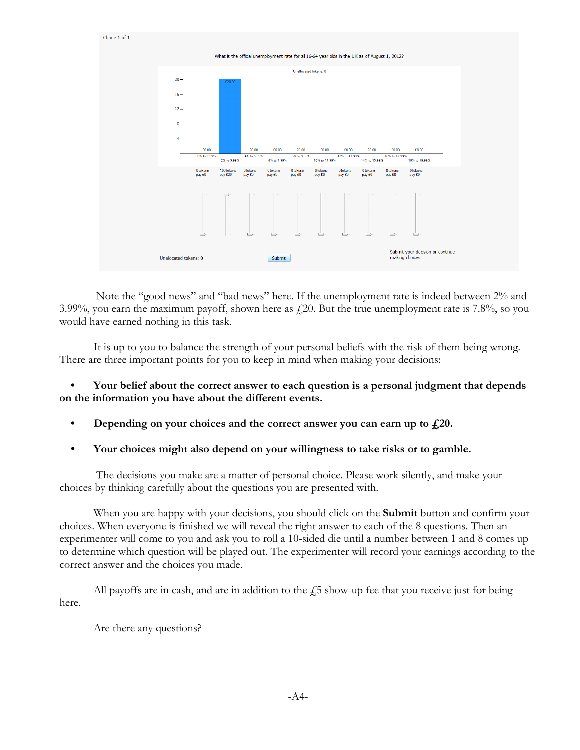Choice 1 of 1

What is the official unemployment rate for all 16-64 year olds in the UK as of August 1, 2012?

Unallocated tokens: 0

| 0% to 1.99% | 2% to 3.99% | 4% to 5.99% | 6% to 7.99% | 8% to 9.99% | 10% to 11.99% | 12% to 13.99% | 14% to 15.99% | 16% to 17.99% | 18% to 19.99% |
|---|---|---|---|---|---|---|---|---|---|
| £0.00 | £20.00 | £0.00 | £0.00 | £0.00 | £0.00 | £0.00 | £0.00 | £0.00 | £0.00 |
| 0 tokens pay £0 | 100 tokens pay £20 | 0 tokens pay £0 | 0 tokens pay £0 | 0 tokens pay £0 | 0 tokens pay £0 | 0 tokens pay £0 | 0 tokens pay £0 | 0 tokens pay £0 | 0 tokens pay £0 |

Unallocated tokens: 0

Submit

Submit your decision or continue making choices

Note the "good news" and "bad news" here. If the unemployment rate is indeed between 2% and 3.99%, you earn the maximum payoff, shown here as £20. But the true unemployment rate is 7.8%, so you would have earned nothing in this task.

It is up to you to balance the strength of your personal beliefs with the risk of them being wrong. There are three important points for you to keep in mind when making your decisions:

- **Your belief about the correct answer to each question is a personal judgment that depends on the information you have about the different events.**
- **Depending on your choices and the correct answer you can earn up to £20.**
- **Your choices might also depend on your willingness to take risks or to gamble.**

The decisions you make are a matter of personal choice. Please work silently, and make your choices by thinking carefully about the questions you are presented with.

When you are happy with your decisions, you should click on the **Submit** button and confirm your choices. When everyone is finished we will reveal the right answer to each of the 8 questions. Then an experimenter will come to you and ask you to roll a 10-sided die until a number between 1 and 8 comes up to determine which question will be played out. The experimenter will record your earnings according to the correct answer and the choices you made.

All payoffs are in cash, and are in addition to the £5 show-up fee that you receive just for being here.

Are there any questions?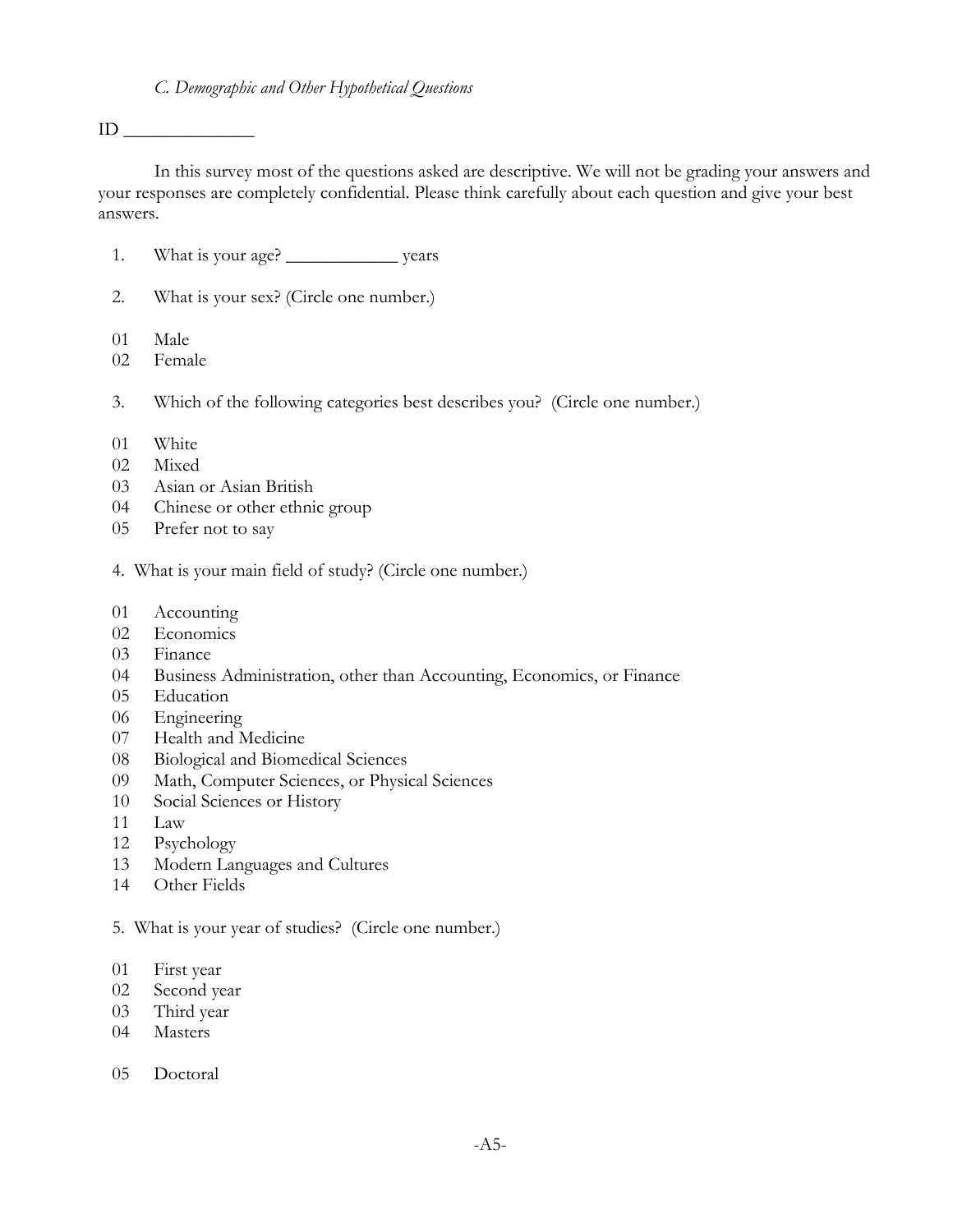*C. Demographic and Other Hypothetical Questions*

ID ______________

In this survey most of the questions asked are descriptive. We will not be grading your answers and your responses are completely confidential. Please think carefully about each question and give your best answers.

1. What is your age? ____________ years

2. What is your sex? (Circle one number.)

01 Male
02 Female

3. Which of the following categories best describes you? (Circle one number.)

01 White
02 Mixed
03 Asian or Asian British
04 Chinese or other ethnic group
05 Prefer not to say

4. What is your main field of study? (Circle one number.)

01 Accounting
02 Economics
03 Finance
04 Business Administration, other than Accounting, Economics, or Finance
05 Education
06 Engineering
07 Health and Medicine
08 Biological and Biomedical Sciences
09 Math, Computer Sciences, or Physical Sciences
10 Social Sciences or History
11 Law
12 Psychology
13 Modern Languages and Cultures
14 Other Fields

5. What is your year of studies? (Circle one number.)

01 First year
02 Second year
03 Third year
04 Masters

05 Doctoral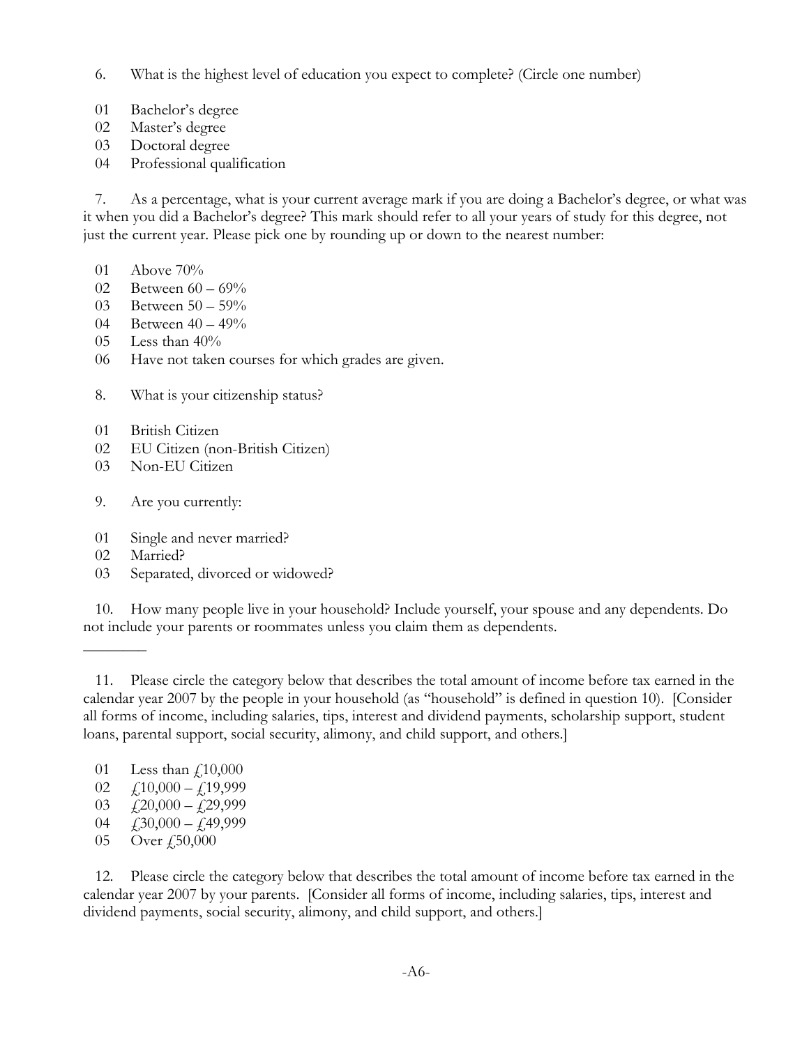6. What is the highest level of education you expect to complete? (Circle one number)

01 Bachelor's degree
02 Master's degree
03 Doctoral degree
04 Professional qualification

7. As a percentage, what is your current average mark if you are doing a Bachelor's degree, or what was it when you did a Bachelor's degree? This mark should refer to all your years of study for this degree, not just the current year. Please pick one by rounding up or down to the nearest number:

01 Above 70%
02 Between 60 – 69%
03 Between 50 – 59%
04 Between 40 – 49%
05 Less than 40%
06 Have not taken courses for which grades are given.

8. What is your citizenship status?

01 British Citizen
02 EU Citizen (non-British Citizen)
03 Non-EU Citizen

9. Are you currently:

01 Single and never married?
02 Married?
03 Separated, divorced or widowed?

10. How many people live in your household? Include yourself, your spouse and any dependents. Do not include your parents or roommates unless you claim them as dependents.

________

11. Please circle the category below that describes the total amount of income before tax earned in the calendar year 2007 by the people in your household (as "household" is defined in question 10). [Consider all forms of income, including salaries, tips, interest and dividend payments, scholarship support, student loans, parental support, social security, alimony, and child support, and others.]

01 Less than £10,000
02 £10,000 – £19,999
03 £20,000 – £29,999
04 £30,000 – £49,999
05 Over £50,000

12. Please circle the category below that describes the total amount of income before tax earned in the calendar year 2007 by your parents. [Consider all forms of income, including salaries, tips, interest and dividend payments, social security, alimony, and child support, and others.]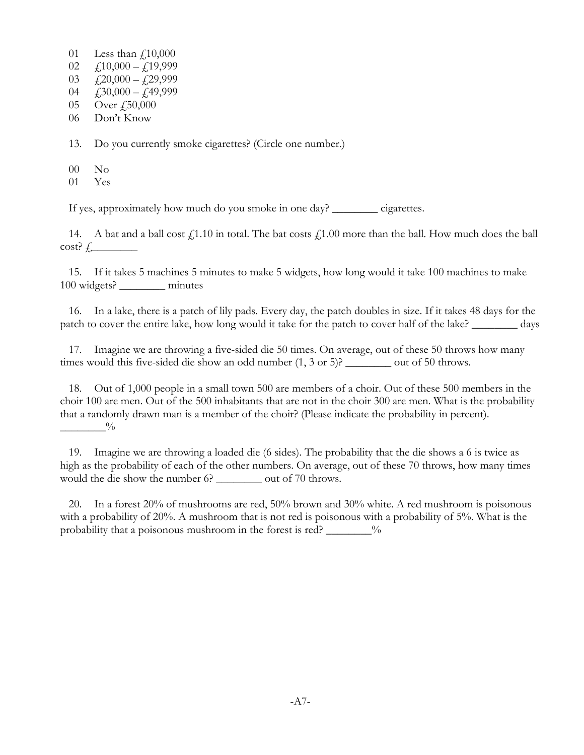01 Less than £10,000
02 £10,000 – £19,999
03 £20,000 – £29,999
04 £30,000 – £49,999
05 Over £50,000
06 Don't Know

13. Do you currently smoke cigarettes? (Circle one number.)

00 No
01 Yes

If yes, approximately how much do you smoke in one day? ________ cigarettes.

14. A bat and a ball cost £1.10 in total. The bat costs £1.00 more than the ball. How much does the ball cost? £________

15. If it takes 5 machines 5 minutes to make 5 widgets, how long would it take 100 machines to make 100 widgets? ________ minutes

16. In a lake, there is a patch of lily pads. Every day, the patch doubles in size. If it takes 48 days for the patch to cover the entire lake, how long would it take for the patch to cover half of the lake? ________ days

17. Imagine we are throwing a five-sided die 50 times. On average, out of these 50 throws how many times would this five-sided die show an odd number (1, 3 or 5)? ________ out of 50 throws.

18. Out of 1,000 people in a small town 500 are members of a choir. Out of these 500 members in the choir 100 are men. Out of the 500 inhabitants that are not in the choir 300 are men. What is the probability that a randomly drawn man is a member of the choir? (Please indicate the probability in percent). ________%

19. Imagine we are throwing a loaded die (6 sides). The probability that the die shows a 6 is twice as high as the probability of each of the other numbers. On average, out of these 70 throws, how many times would the die show the number 6? ________ out of 70 throws.

20. In a forest 20% of mushrooms are red, 50% brown and 30% white. A red mushroom is poisonous with a probability of 20%. A mushroom that is not red is poisonous with a probability of 5%. What is the probability that a poisonous mushroom in the forest is red? ________%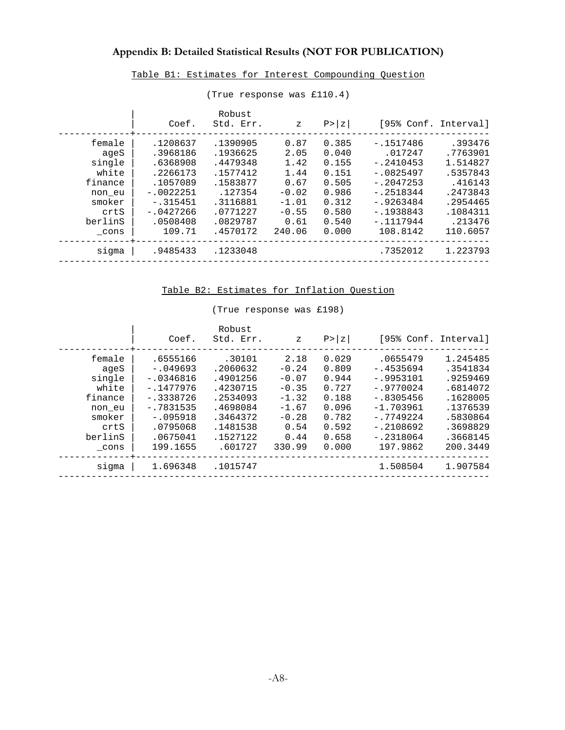## Appendix B: Detailed Statistical Results (NOT FOR PUBLICATION)

Table B1: Estimates for Interest Compounding Question

(True response was £110.4)

| | Coef. | Robust Std. Err. | z | P>\|z\| | [95% Conf. | Interval] |
|---|---|---|---|---|---|---|
| female | .1208637 | .1390905 | 0.87 | 0.385 | -.1517486 | .393476 |
| ageS | .3968186 | .1936625 | 2.05 | 0.040 | .017247 | .7763901 |
| single | .6368908 | .4479348 | 1.42 | 0.155 | -.2410453 | 1.514827 |
| white | .2266173 | .1577412 | 1.44 | 0.151 | -.0825497 | .5357843 |
| finance | .1057089 | .1583877 | 0.67 | 0.505 | -.2047253 | .416143 |
| non_eu | -.0022251 | .127354 | -0.02 | 0.986 | -.2518344 | .2473843 |
| smoker | -.315451 | .3116881 | -1.01 | 0.312 | -.9263484 | .2954465 |
| crtS | -.0427266 | .0771227 | -0.55 | 0.580 | -.1938843 | .1084311 |
| berlinS | .0508408 | .0829787 | 0.61 | 0.540 | -.1117944 | .213476 |
| _cons | 109.71 | .4570172 | 240.06 | 0.000 | 108.8142 | 110.6057 |
| sigma | .9485433 | .1233048 | | | .7352012 | 1.223793 |

Table B2: Estimates for Inflation Question

(True response was £198)

| | Coef. | Robust Std. Err. | z | P>\|z\| | [95% Conf. | Interval] |
|---|---|---|---|---|---|---|
| female | .6555166 | .30101 | 2.18 | 0.029 | .0655479 | 1.245485 |
| ageS | -.049693 | .2060632 | -0.24 | 0.809 | -.4535694 | .3541834 |
| single | -.0346816 | .4901256 | -0.07 | 0.944 | -.9953101 | .9259469 |
| white | -.1477976 | .4230715 | -0.35 | 0.727 | -.9770024 | .6814072 |
| finance | -.3338726 | .2534093 | -1.32 | 0.188 | -.8305456 | .1628005 |
| non_eu | -.7831535 | .4698084 | -1.67 | 0.096 | -1.703961 | .1376539 |
| smoker | -.095918 | .3464372 | -0.28 | 0.782 | -.7749224 | .5830864 |
| crtS | .0795068 | .1481538 | 0.54 | 0.592 | -.2108692 | .3698829 |
| berlinS | .0675041 | .1527122 | 0.44 | 0.658 | -.2318064 | .3668145 |
| _cons | 199.1655 | .601727 | 330.99 | 0.000 | 197.9862 | 200.3449 |
| sigma | 1.696348 | .1015747 | | | 1.508504 | 1.907584 |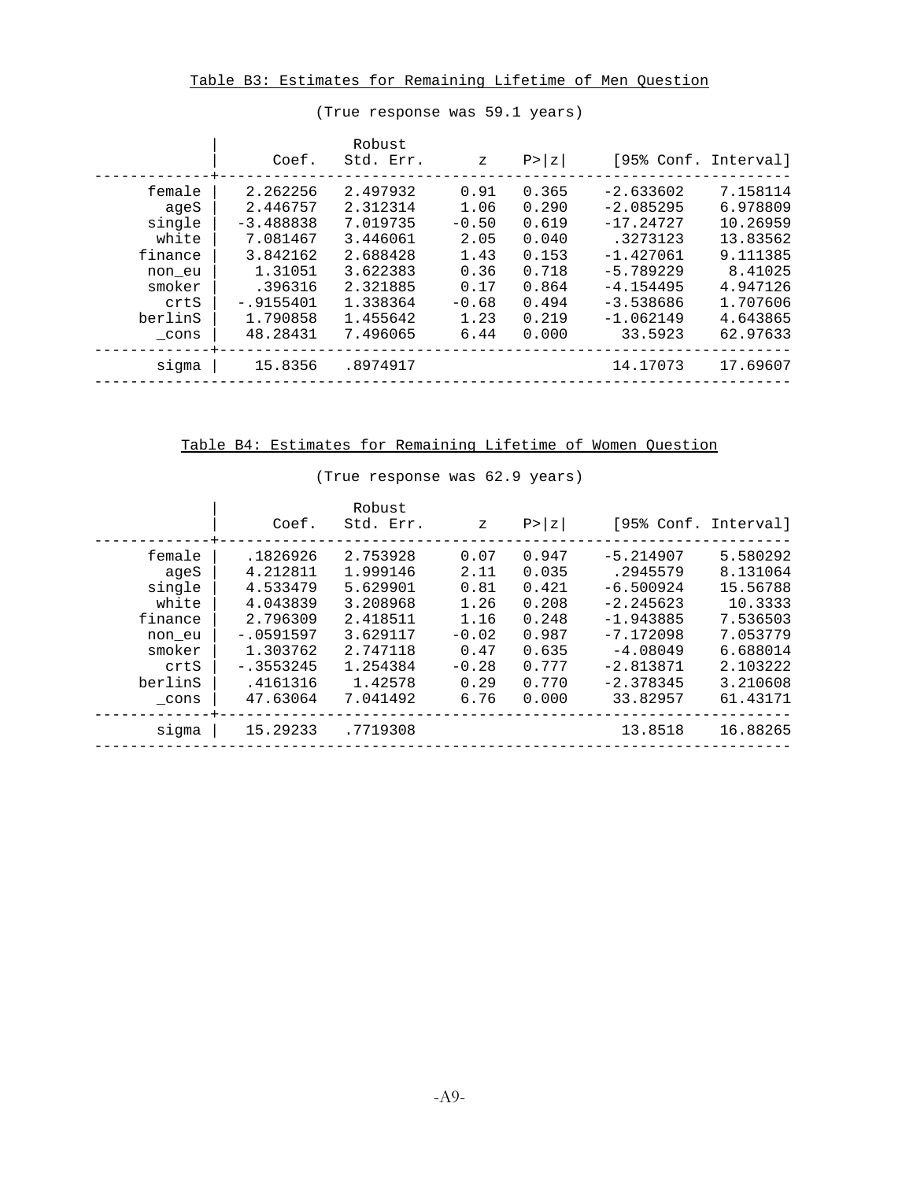Table B3: Estimates for Remaining Lifetime of Men Question

(True response was 59.1 years)

| | Coef. | Robust Std. Err. | z | P>\|z\| | [95% Conf. | Interval] |
|---|---|---|---|---|---|---|
| female | 2.262256 | 2.497932 | 0.91 | 0.365 | -2.633602 | 7.158114 |
| ageS | 2.446757 | 2.312314 | 1.06 | 0.290 | -2.085295 | 6.978809 |
| single | -3.488838 | 7.019735 | -0.50 | 0.619 | -17.24727 | 10.26959 |
| white | 7.081467 | 3.446061 | 2.05 | 0.040 | .3273123 | 13.83562 |
| finance | 3.842162 | 2.688428 | 1.43 | 0.153 | -1.427061 | 9.111385 |
| non_eu | 1.31051 | 3.622383 | 0.36 | 0.718 | -5.789229 | 8.41025 |
| smoker | .396316 | 2.321885 | 0.17 | 0.864 | -4.154495 | 4.947126 |
| crtS | -.9155401 | 1.338364 | -0.68 | 0.494 | -3.538686 | 1.707606 |
| berlinS | 1.790858 | 1.455642 | 1.23 | 0.219 | -1.062149 | 4.643865 |
| _cons | 48.28431 | 7.496065 | 6.44 | 0.000 | 33.5923 | 62.97633 |
| sigma | 15.8356 | .8974917 | | | 14.17073 | 17.69607 |

Table B4: Estimates for Remaining Lifetime of Women Question

(True response was 62.9 years)

| | Coef. | Robust Std. Err. | z | P>\|z\| | [95% Conf. | Interval] |
|---|---|---|---|---|---|---|
| female | .1826926 | 2.753928 | 0.07 | 0.947 | -5.214907 | 5.580292 |
| ageS | 4.212811 | 1.999146 | 2.11 | 0.035 | .2945579 | 8.131064 |
| single | 4.533479 | 5.629901 | 0.81 | 0.421 | -6.500924 | 15.56788 |
| white | 4.043839 | 3.208968 | 1.26 | 0.208 | -2.245623 | 10.3333 |
| finance | 2.796309 | 2.418511 | 1.16 | 0.248 | -1.943885 | 7.536503 |
| non_eu | -.0591597 | 3.629117 | -0.02 | 0.987 | -7.172098 | 7.053779 |
| smoker | 1.303762 | 2.747118 | 0.47 | 0.635 | -4.08049 | 6.688014 |
| crtS | -.3553245 | 1.254384 | -0.28 | 0.777 | -2.813871 | 2.103222 |
| berlinS | .4161316 | 1.42578 | 0.29 | 0.770 | -2.378345 | 3.210608 |
| _cons | 47.63064 | 7.041492 | 6.76 | 0.000 | 33.82957 | 61.43171 |
| sigma | 15.29233 | .7719308 | | | 13.8518 | 16.88265 |